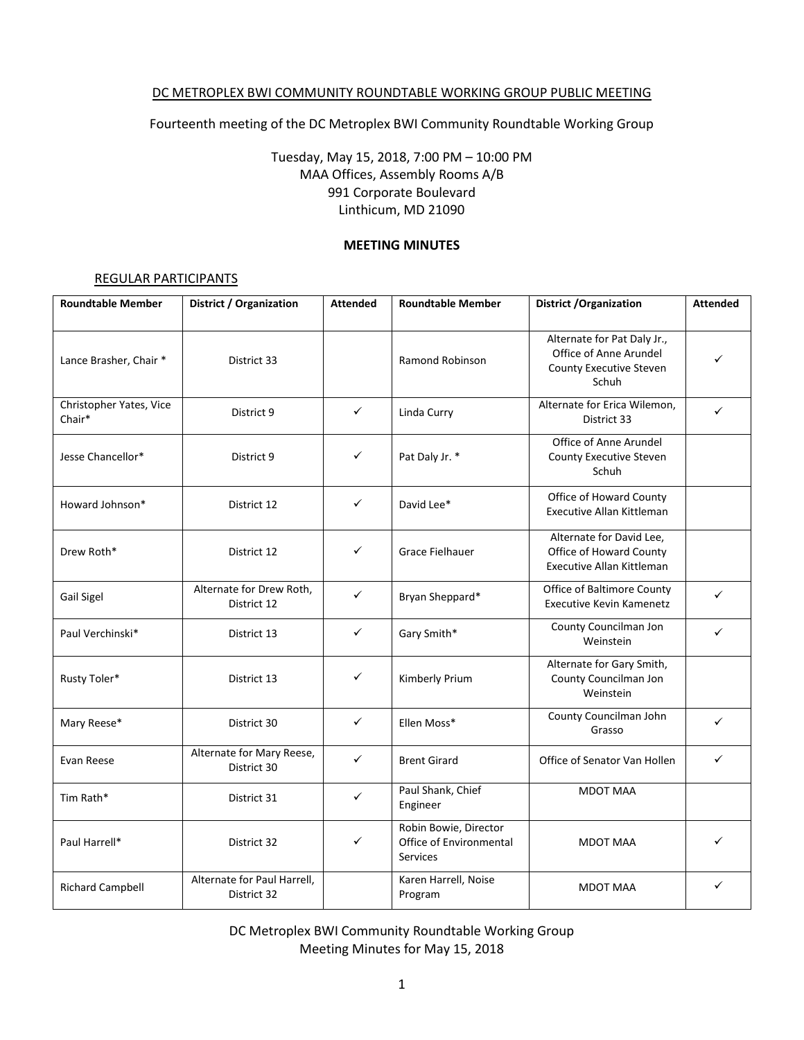# DC METROPLEX BWI COMMUNITY ROUNDTABLE WORKING GROUP PUBLIC MEETING

Fourteenth meeting of the DC Metroplex BWI Community Roundtable Working Group

Tuesday, May 15, 2018, 7:00 PM – 10:00 PM
MAA Offices, Assembly Rooms A/B
991 Corporate Boulevard
Linthicum, MD 21090

**MEETING MINUTES**

## REGULAR PARTICIPANTS

| Roundtable Member | District / Organization | Attended | Roundtable Member | District /Organization | Attended |
|---|---|---|---|---|---|
| Lance Brasher, Chair * | District 33 | | Ramond Robinson | Alternate for Pat Daly Jr., Office of Anne Arundel County Executive Steven Schuh | ✓ |
| Christopher Yates, Vice Chair* | District 9 | ✓ | Linda Curry | Alternate for Erica Wilemon, District 33 | ✓ |
| Jesse Chancellor* | District 9 | ✓ | Pat Daly Jr. * | Office of Anne Arundel County Executive Steven Schuh | |
| Howard Johnson* | District 12 | ✓ | David Lee* | Office of Howard County Executive Allan Kittleman | |
| Drew Roth* | District 12 | ✓ | Grace Fielhauer | Alternate for David Lee, Office of Howard County Executive Allan Kittleman | |
| Gail Sigel | Alternate for Drew Roth, District 12 | ✓ | Bryan Sheppard* | Office of Baltimore County Executive Kevin Kamenetz | ✓ |
| Paul Verchinski* | District 13 | ✓ | Gary Smith* | County Councilman Jon Weinstein | ✓ |
| Rusty Toler* | District 13 | ✓ | Kimberly Prium | Alternate for Gary Smith, County Councilman Jon Weinstein | |
| Mary Reese* | District 30 | ✓ | Ellen Moss* | County Councilman John Grasso | ✓ |
| Evan Reese | Alternate for Mary Reese, District 30 | ✓ | Brent Girard | Office of Senator Van Hollen | ✓ |
| Tim Rath* | District 31 | ✓ | Paul Shank, Chief Engineer | MDOT MAA | |
| Paul Harrell* | District 32 | ✓ | Robin Bowie, Director Office of Environmental Services | MDOT MAA | ✓ |
| Richard Campbell | Alternate for Paul Harrell, District 32 | | Karen Harrell, Noise Program | MDOT MAA | ✓ |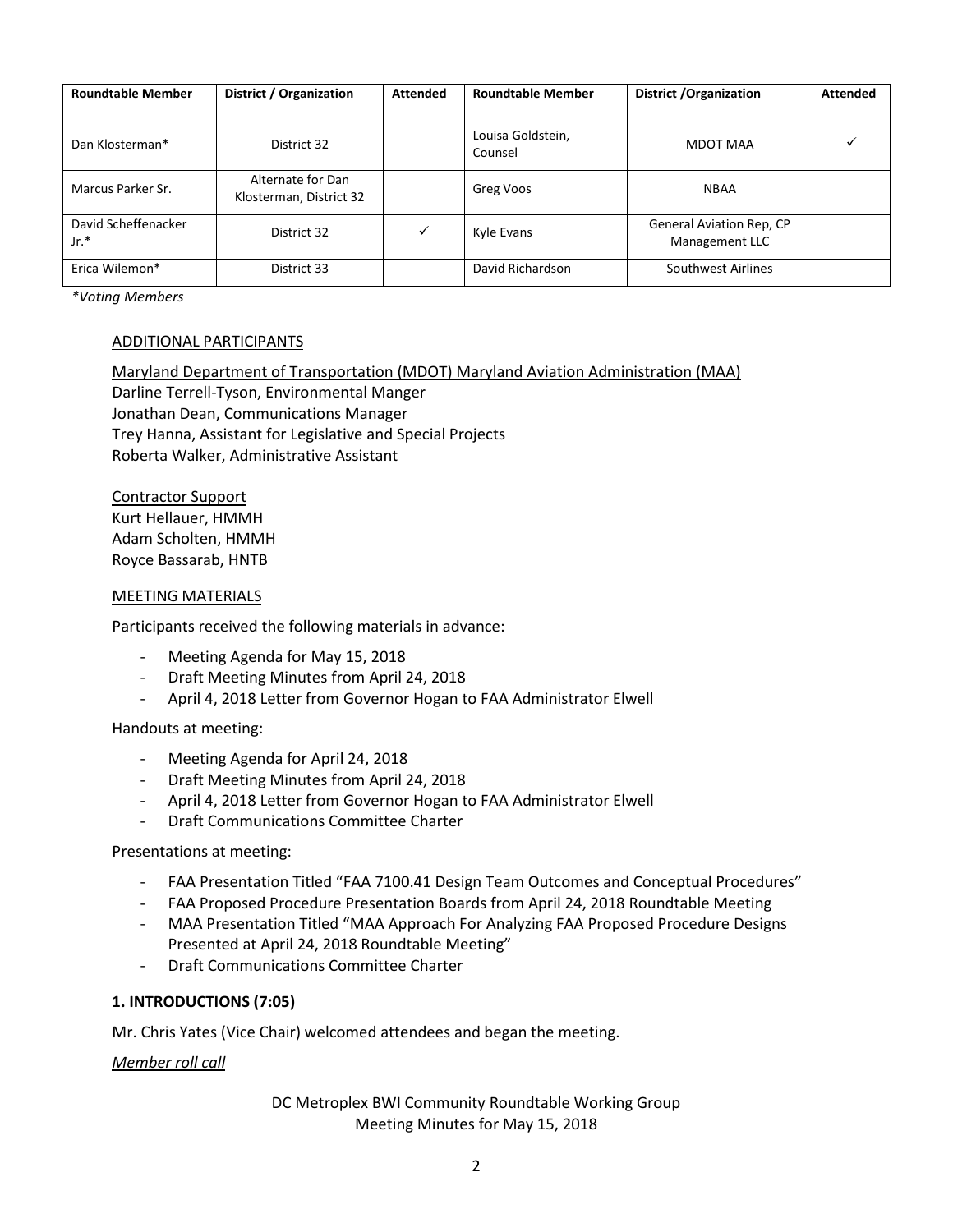| Roundtable Member | District / Organization | Attended | Roundtable Member | District /Organization | Attended |
|---|---|---|---|---|---|
| Dan Klosterman* | District 32 | | Louisa Goldstein, Counsel | MDOT MAA | ✓ |
| Marcus Parker Sr. | Alternate for Dan Klosterman, District 32 | | Greg Voos | NBAA | |
| David Scheffenacker Jr.* | District 32 | ✓ | Kyle Evans | General Aviation Rep, CP Management LLC | |
| Erica Wilemon* | District 33 | | David Richardson | Southwest Airlines | |

*\*Voting Members*

ADDITIONAL PARTICIPANTS

Maryland Department of Transportation (MDOT) Maryland Aviation Administration (MAA)
Darline Terrell-Tyson, Environmental Manger
Jonathan Dean, Communications Manager
Trey Hanna, Assistant for Legislative and Special Projects
Roberta Walker, Administrative Assistant

Contractor Support
Kurt Hellauer, HMMH
Adam Scholten, HMMH
Royce Bassarab, HNTB

MEETING MATERIALS

Participants received the following materials in advance:

- Meeting Agenda for May 15, 2018
- Draft Meeting Minutes from April 24, 2018
- April 4, 2018 Letter from Governor Hogan to FAA Administrator Elwell

Handouts at meeting:

- Meeting Agenda for April 24, 2018
- Draft Meeting Minutes from April 24, 2018
- April 4, 2018 Letter from Governor Hogan to FAA Administrator Elwell
- Draft Communications Committee Charter

Presentations at meeting:

- FAA Presentation Titled "FAA 7100.41 Design Team Outcomes and Conceptual Procedures"
- FAA Proposed Procedure Presentation Boards from April 24, 2018 Roundtable Meeting
- MAA Presentation Titled "MAA Approach For Analyzing FAA Proposed Procedure Designs Presented at April 24, 2018 Roundtable Meeting"
- Draft Communications Committee Charter

**1. INTRODUCTIONS (7:05)**

Mr. Chris Yates (Vice Chair) welcomed attendees and began the meeting.

*Member roll call*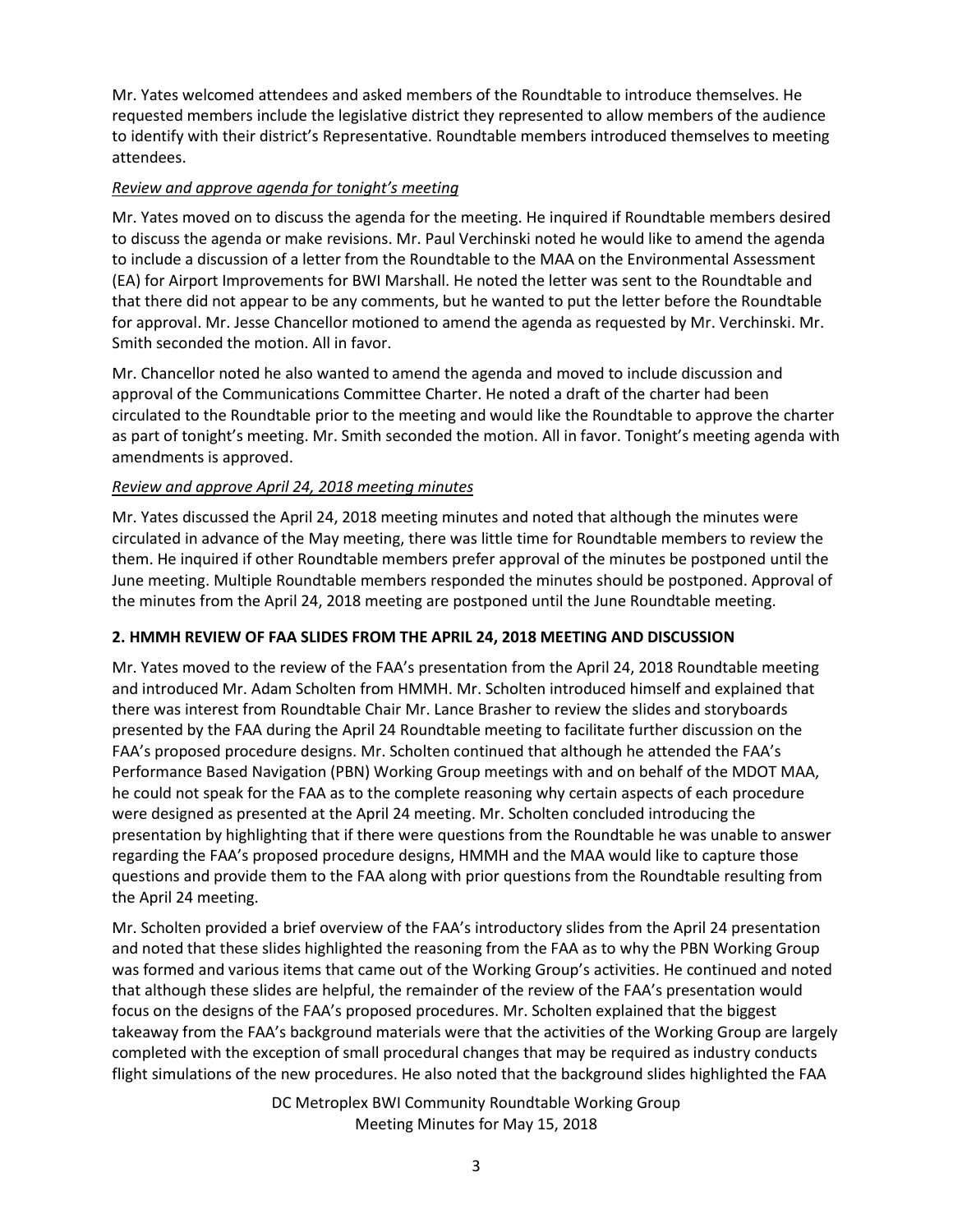Mr. Yates welcomed attendees and asked members of the Roundtable to introduce themselves. He requested members include the legislative district they represented to allow members of the audience to identify with their district's Representative. Roundtable members introduced themselves to meeting attendees.

*Review and approve agenda for tonight's meeting*

Mr. Yates moved on to discuss the agenda for the meeting. He inquired if Roundtable members desired to discuss the agenda or make revisions. Mr. Paul Verchinski noted he would like to amend the agenda to include a discussion of a letter from the Roundtable to the MAA on the Environmental Assessment (EA) for Airport Improvements for BWI Marshall. He noted the letter was sent to the Roundtable and that there did not appear to be any comments, but he wanted to put the letter before the Roundtable for approval. Mr. Jesse Chancellor motioned to amend the agenda as requested by Mr. Verchinski. Mr. Smith seconded the motion. All in favor.

Mr. Chancellor noted he also wanted to amend the agenda and moved to include discussion and approval of the Communications Committee Charter. He noted a draft of the charter had been circulated to the Roundtable prior to the meeting and would like the Roundtable to approve the charter as part of tonight's meeting. Mr. Smith seconded the motion. All in favor. Tonight's meeting agenda with amendments is approved.

*Review and approve April 24, 2018 meeting minutes*

Mr. Yates discussed the April 24, 2018 meeting minutes and noted that although the minutes were circulated in advance of the May meeting, there was little time for Roundtable members to review the them. He inquired if other Roundtable members prefer approval of the minutes be postponed until the June meeting. Multiple Roundtable members responded the minutes should be postponed. Approval of the minutes from the April 24, 2018 meeting are postponed until the June Roundtable meeting.

## 2. HMMH REVIEW OF FAA SLIDES FROM THE APRIL 24, 2018 MEETING AND DISCUSSION

Mr. Yates moved to the review of the FAA's presentation from the April 24, 2018 Roundtable meeting and introduced Mr. Adam Scholten from HMMH. Mr. Scholten introduced himself and explained that there was interest from Roundtable Chair Mr. Lance Brasher to review the slides and storyboards presented by the FAA during the April 24 Roundtable meeting to facilitate further discussion on the FAA's proposed procedure designs. Mr. Scholten continued that although he attended the FAA's Performance Based Navigation (PBN) Working Group meetings with and on behalf of the MDOT MAA, he could not speak for the FAA as to the complete reasoning why certain aspects of each procedure were designed as presented at the April 24 meeting. Mr. Scholten concluded introducing the presentation by highlighting that if there were questions from the Roundtable he was unable to answer regarding the FAA's proposed procedure designs, HMMH and the MAA would like to capture those questions and provide them to the FAA along with prior questions from the Roundtable resulting from the April 24 meeting.

Mr. Scholten provided a brief overview of the FAA's introductory slides from the April 24 presentation and noted that these slides highlighted the reasoning from the FAA as to why the PBN Working Group was formed and various items that came out of the Working Group's activities. He continued and noted that although these slides are helpful, the remainder of the review of the FAA's presentation would focus on the designs of the FAA's proposed procedures. Mr. Scholten explained that the biggest takeaway from the FAA's background materials were that the activities of the Working Group are largely completed with the exception of small procedural changes that may be required as industry conducts flight simulations of the new procedures. He also noted that the background slides highlighted the FAA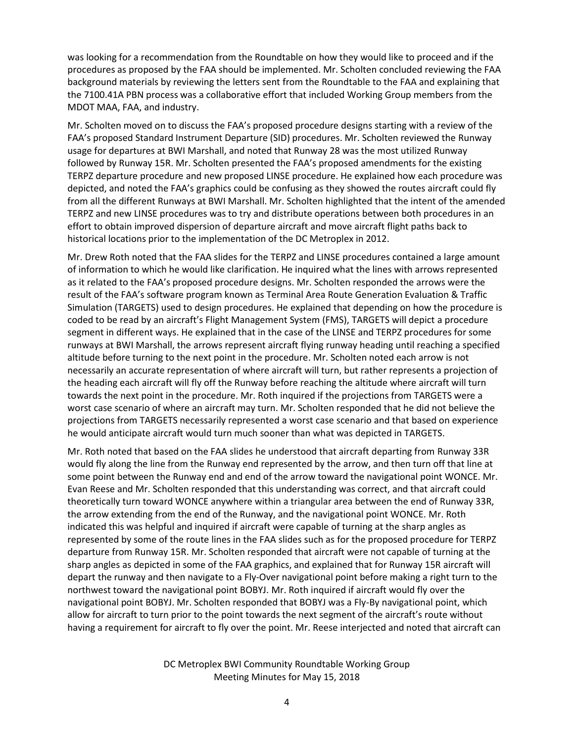was looking for a recommendation from the Roundtable on how they would like to proceed and if the procedures as proposed by the FAA should be implemented. Mr. Scholten concluded reviewing the FAA background materials by reviewing the letters sent from the Roundtable to the FAA and explaining that the 7100.41A PBN process was a collaborative effort that included Working Group members from the MDOT MAA, FAA, and industry.

Mr. Scholten moved on to discuss the FAA's proposed procedure designs starting with a review of the FAA's proposed Standard Instrument Departure (SID) procedures. Mr. Scholten reviewed the Runway usage for departures at BWI Marshall, and noted that Runway 28 was the most utilized Runway followed by Runway 15R. Mr. Scholten presented the FAA's proposed amendments for the existing TERPZ departure procedure and new proposed LINSE procedure. He explained how each procedure was depicted, and noted the FAA's graphics could be confusing as they showed the routes aircraft could fly from all the different Runways at BWI Marshall. Mr. Scholten highlighted that the intent of the amended TERPZ and new LINSE procedures was to try and distribute operations between both procedures in an effort to obtain improved dispersion of departure aircraft and move aircraft flight paths back to historical locations prior to the implementation of the DC Metroplex in 2012.

Mr. Drew Roth noted that the FAA slides for the TERPZ and LINSE procedures contained a large amount of information to which he would like clarification. He inquired what the lines with arrows represented as it related to the FAA's proposed procedure designs. Mr. Scholten responded the arrows were the result of the FAA's software program known as Terminal Area Route Generation Evaluation & Traffic Simulation (TARGETS) used to design procedures. He explained that depending on how the procedure is coded to be read by an aircraft's Flight Management System (FMS), TARGETS will depict a procedure segment in different ways. He explained that in the case of the LINSE and TERPZ procedures for some runways at BWI Marshall, the arrows represent aircraft flying runway heading until reaching a specified altitude before turning to the next point in the procedure. Mr. Scholten noted each arrow is not necessarily an accurate representation of where aircraft will turn, but rather represents a projection of the heading each aircraft will fly off the Runway before reaching the altitude where aircraft will turn towards the next point in the procedure. Mr. Roth inquired if the projections from TARGETS were a worst case scenario of where an aircraft may turn. Mr. Scholten responded that he did not believe the projections from TARGETS necessarily represented a worst case scenario and that based on experience he would anticipate aircraft would turn much sooner than what was depicted in TARGETS.

Mr. Roth noted that based on the FAA slides he understood that aircraft departing from Runway 33R would fly along the line from the Runway end represented by the arrow, and then turn off that line at some point between the Runway end and end of the arrow toward the navigational point WONCE. Mr. Evan Reese and Mr. Scholten responded that this understanding was correct, and that aircraft could theoretically turn toward WONCE anywhere within a triangular area between the end of Runway 33R, the arrow extending from the end of the Runway, and the navigational point WONCE. Mr. Roth indicated this was helpful and inquired if aircraft were capable of turning at the sharp angles as represented by some of the route lines in the FAA slides such as for the proposed procedure for TERPZ departure from Runway 15R. Mr. Scholten responded that aircraft were not capable of turning at the sharp angles as depicted in some of the FAA graphics, and explained that for Runway 15R aircraft will depart the runway and then navigate to a Fly-Over navigational point before making a right turn to the northwest toward the navigational point BOBYJ. Mr. Roth inquired if aircraft would fly over the navigational point BOBYJ. Mr. Scholten responded that BOBYJ was a Fly-By navigational point, which allow for aircraft to turn prior to the point towards the next segment of the aircraft's route without having a requirement for aircraft to fly over the point. Mr. Reese interjected and noted that aircraft can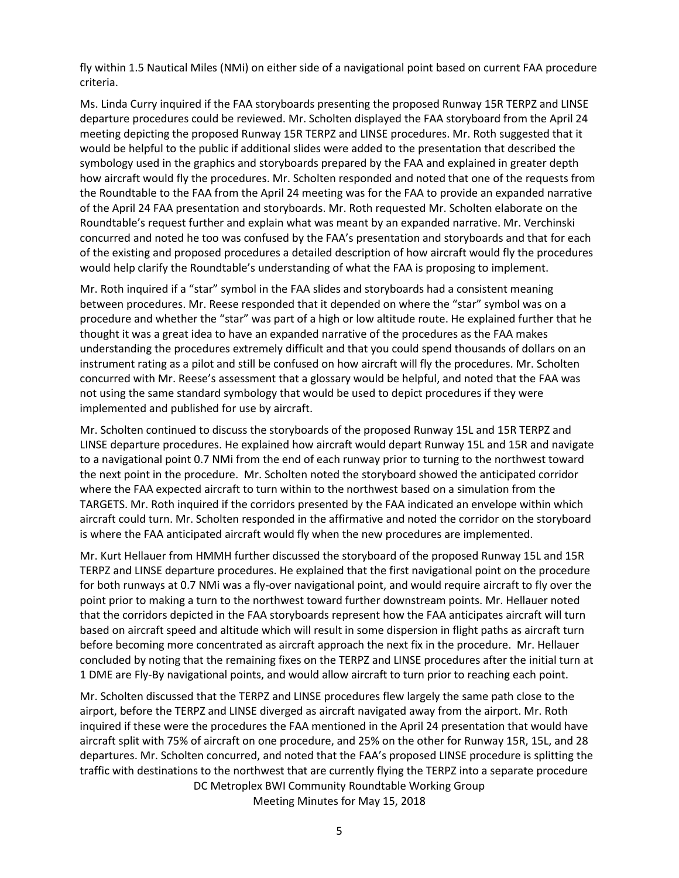fly within 1.5 Nautical Miles (NMi) on either side of a navigational point based on current FAA procedure criteria.

Ms. Linda Curry inquired if the FAA storyboards presenting the proposed Runway 15R TERPZ and LINSE departure procedures could be reviewed. Mr. Scholten displayed the FAA storyboard from the April 24 meeting depicting the proposed Runway 15R TERPZ and LINSE procedures. Mr. Roth suggested that it would be helpful to the public if additional slides were added to the presentation that described the symbology used in the graphics and storyboards prepared by the FAA and explained in greater depth how aircraft would fly the procedures. Mr. Scholten responded and noted that one of the requests from the Roundtable to the FAA from the April 24 meeting was for the FAA to provide an expanded narrative of the April 24 FAA presentation and storyboards. Mr. Roth requested Mr. Scholten elaborate on the Roundtable's request further and explain what was meant by an expanded narrative. Mr. Verchinski concurred and noted he too was confused by the FAA's presentation and storyboards and that for each of the existing and proposed procedures a detailed description of how aircraft would fly the procedures would help clarify the Roundtable's understanding of what the FAA is proposing to implement.

Mr. Roth inquired if a "star" symbol in the FAA slides and storyboards had a consistent meaning between procedures. Mr. Reese responded that it depended on where the "star" symbol was on a procedure and whether the "star" was part of a high or low altitude route. He explained further that he thought it was a great idea to have an expanded narrative of the procedures as the FAA makes understanding the procedures extremely difficult and that you could spend thousands of dollars on an instrument rating as a pilot and still be confused on how aircraft will fly the procedures. Mr. Scholten concurred with Mr. Reese's assessment that a glossary would be helpful, and noted that the FAA was not using the same standard symbology that would be used to depict procedures if they were implemented and published for use by aircraft.

Mr. Scholten continued to discuss the storyboards of the proposed Runway 15L and 15R TERPZ and LINSE departure procedures. He explained how aircraft would depart Runway 15L and 15R and navigate to a navigational point 0.7 NMi from the end of each runway prior to turning to the northwest toward the next point in the procedure. Mr. Scholten noted the storyboard showed the anticipated corridor where the FAA expected aircraft to turn within to the northwest based on a simulation from the TARGETS. Mr. Roth inquired if the corridors presented by the FAA indicated an envelope within which aircraft could turn. Mr. Scholten responded in the affirmative and noted the corridor on the storyboard is where the FAA anticipated aircraft would fly when the new procedures are implemented.

Mr. Kurt Hellauer from HMMH further discussed the storyboard of the proposed Runway 15L and 15R TERPZ and LINSE departure procedures. He explained that the first navigational point on the procedure for both runways at 0.7 NMi was a fly-over navigational point, and would require aircraft to fly over the point prior to making a turn to the northwest toward further downstream points. Mr. Hellauer noted that the corridors depicted in the FAA storyboards represent how the FAA anticipates aircraft will turn based on aircraft speed and altitude which will result in some dispersion in flight paths as aircraft turn before becoming more concentrated as aircraft approach the next fix in the procedure. Mr. Hellauer concluded by noting that the remaining fixes on the TERPZ and LINSE procedures after the initial turn at 1 DME are Fly-By navigational points, and would allow aircraft to turn prior to reaching each point.

Mr. Scholten discussed that the TERPZ and LINSE procedures flew largely the same path close to the airport, before the TERPZ and LINSE diverged as aircraft navigated away from the airport. Mr. Roth inquired if these were the procedures the FAA mentioned in the April 24 presentation that would have aircraft split with 75% of aircraft on one procedure, and 25% on the other for Runway 15R, 15L, and 28 departures. Mr. Scholten concurred, and noted that the FAA's proposed LINSE procedure is splitting the traffic with destinations to the northwest that are currently flying the TERPZ into a separate procedure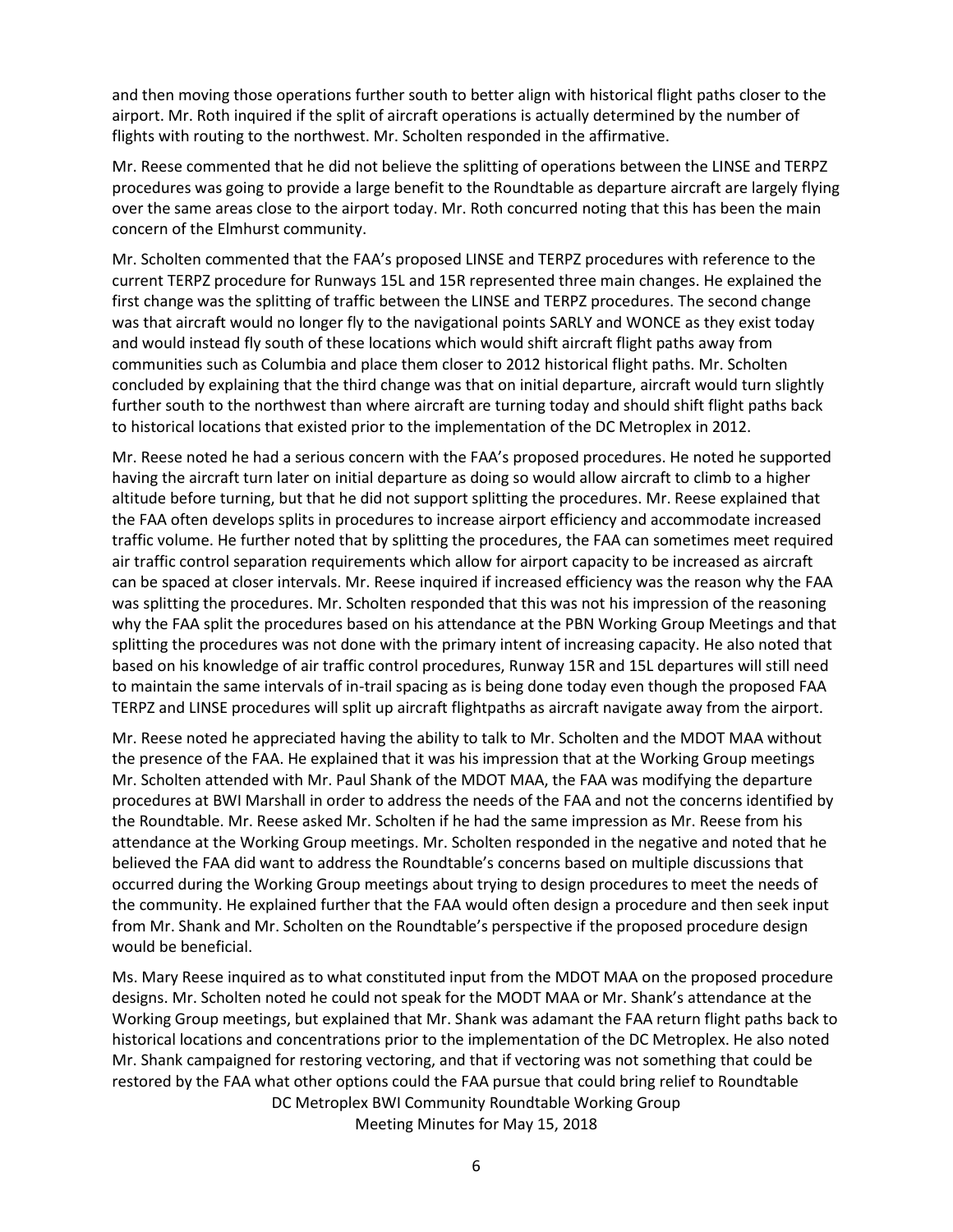and then moving those operations further south to better align with historical flight paths closer to the airport. Mr. Roth inquired if the split of aircraft operations is actually determined by the number of flights with routing to the northwest. Mr. Scholten responded in the affirmative.

Mr. Reese commented that he did not believe the splitting of operations between the LINSE and TERPZ procedures was going to provide a large benefit to the Roundtable as departure aircraft are largely flying over the same areas close to the airport today. Mr. Roth concurred noting that this has been the main concern of the Elmhurst community.

Mr. Scholten commented that the FAA's proposed LINSE and TERPZ procedures with reference to the current TERPZ procedure for Runways 15L and 15R represented three main changes. He explained the first change was the splitting of traffic between the LINSE and TERPZ procedures. The second change was that aircraft would no longer fly to the navigational points SARLY and WONCE as they exist today and would instead fly south of these locations which would shift aircraft flight paths away from communities such as Columbia and place them closer to 2012 historical flight paths. Mr. Scholten concluded by explaining that the third change was that on initial departure, aircraft would turn slightly further south to the northwest than where aircraft are turning today and should shift flight paths back to historical locations that existed prior to the implementation of the DC Metroplex in 2012.

Mr. Reese noted he had a serious concern with the FAA's proposed procedures. He noted he supported having the aircraft turn later on initial departure as doing so would allow aircraft to climb to a higher altitude before turning, but that he did not support splitting the procedures. Mr. Reese explained that the FAA often develops splits in procedures to increase airport efficiency and accommodate increased traffic volume. He further noted that by splitting the procedures, the FAA can sometimes meet required air traffic control separation requirements which allow for airport capacity to be increased as aircraft can be spaced at closer intervals. Mr. Reese inquired if increased efficiency was the reason why the FAA was splitting the procedures. Mr. Scholten responded that this was not his impression of the reasoning why the FAA split the procedures based on his attendance at the PBN Working Group Meetings and that splitting the procedures was not done with the primary intent of increasing capacity. He also noted that based on his knowledge of air traffic control procedures, Runway 15R and 15L departures will still need to maintain the same intervals of in-trail spacing as is being done today even though the proposed FAA TERPZ and LINSE procedures will split up aircraft flightpaths as aircraft navigate away from the airport.

Mr. Reese noted he appreciated having the ability to talk to Mr. Scholten and the MDOT MAA without the presence of the FAA. He explained that it was his impression that at the Working Group meetings Mr. Scholten attended with Mr. Paul Shank of the MDOT MAA, the FAA was modifying the departure procedures at BWI Marshall in order to address the needs of the FAA and not the concerns identified by the Roundtable. Mr. Reese asked Mr. Scholten if he had the same impression as Mr. Reese from his attendance at the Working Group meetings. Mr. Scholten responded in the negative and noted that he believed the FAA did want to address the Roundtable's concerns based on multiple discussions that occurred during the Working Group meetings about trying to design procedures to meet the needs of the community. He explained further that the FAA would often design a procedure and then seek input from Mr. Shank and Mr. Scholten on the Roundtable's perspective if the proposed procedure design would be beneficial.

Ms. Mary Reese inquired as to what constituted input from the MDOT MAA on the proposed procedure designs. Mr. Scholten noted he could not speak for the MODT MAA or Mr. Shank's attendance at the Working Group meetings, but explained that Mr. Shank was adamant the FAA return flight paths back to historical locations and concentrations prior to the implementation of the DC Metroplex. He also noted Mr. Shank campaigned for restoring vectoring, and that if vectoring was not something that could be restored by the FAA what other options could the FAA pursue that could bring relief to Roundtable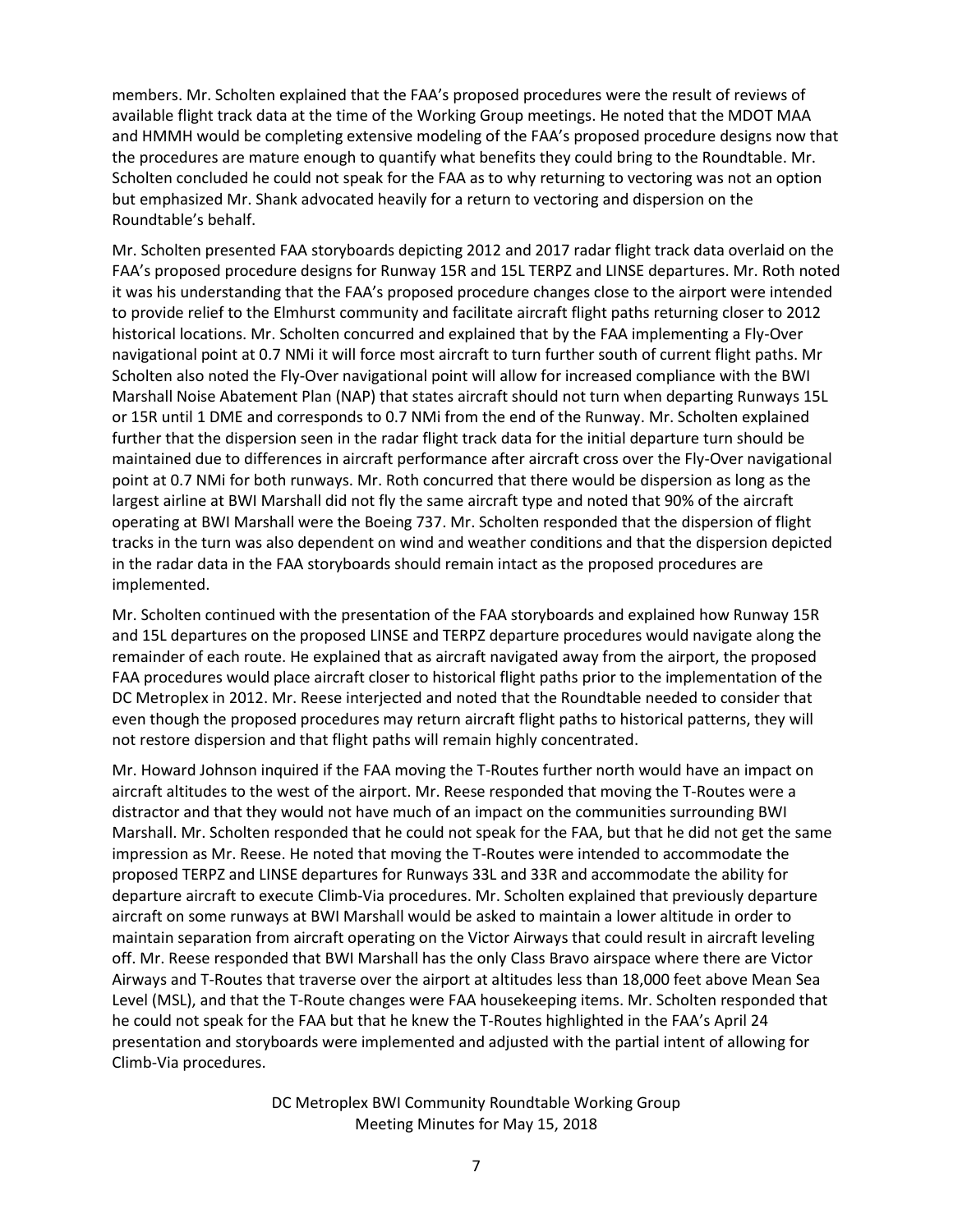members. Mr. Scholten explained that the FAA's proposed procedures were the result of reviews of available flight track data at the time of the Working Group meetings. He noted that the MDOT MAA and HMMH would be completing extensive modeling of the FAA's proposed procedure designs now that the procedures are mature enough to quantify what benefits they could bring to the Roundtable. Mr. Scholten concluded he could not speak for the FAA as to why returning to vectoring was not an option but emphasized Mr. Shank advocated heavily for a return to vectoring and dispersion on the Roundtable's behalf.

Mr. Scholten presented FAA storyboards depicting 2012 and 2017 radar flight track data overlaid on the FAA's proposed procedure designs for Runway 15R and 15L TERPZ and LINSE departures. Mr. Roth noted it was his understanding that the FAA's proposed procedure changes close to the airport were intended to provide relief to the Elmhurst community and facilitate aircraft flight paths returning closer to 2012 historical locations. Mr. Scholten concurred and explained that by the FAA implementing a Fly-Over navigational point at 0.7 NMi it will force most aircraft to turn further south of current flight paths. Mr Scholten also noted the Fly-Over navigational point will allow for increased compliance with the BWI Marshall Noise Abatement Plan (NAP) that states aircraft should not turn when departing Runways 15L or 15R until 1 DME and corresponds to 0.7 NMi from the end of the Runway. Mr. Scholten explained further that the dispersion seen in the radar flight track data for the initial departure turn should be maintained due to differences in aircraft performance after aircraft cross over the Fly-Over navigational point at 0.7 NMi for both runways. Mr. Roth concurred that there would be dispersion as long as the largest airline at BWI Marshall did not fly the same aircraft type and noted that 90% of the aircraft operating at BWI Marshall were the Boeing 737. Mr. Scholten responded that the dispersion of flight tracks in the turn was also dependent on wind and weather conditions and that the dispersion depicted in the radar data in the FAA storyboards should remain intact as the proposed procedures are implemented.

Mr. Scholten continued with the presentation of the FAA storyboards and explained how Runway 15R and 15L departures on the proposed LINSE and TERPZ departure procedures would navigate along the remainder of each route. He explained that as aircraft navigated away from the airport, the proposed FAA procedures would place aircraft closer to historical flight paths prior to the implementation of the DC Metroplex in 2012. Mr. Reese interjected and noted that the Roundtable needed to consider that even though the proposed procedures may return aircraft flight paths to historical patterns, they will not restore dispersion and that flight paths will remain highly concentrated.

Mr. Howard Johnson inquired if the FAA moving the T-Routes further north would have an impact on aircraft altitudes to the west of the airport. Mr. Reese responded that moving the T-Routes were a distractor and that they would not have much of an impact on the communities surrounding BWI Marshall. Mr. Scholten responded that he could not speak for the FAA, but that he did not get the same impression as Mr. Reese. He noted that moving the T-Routes were intended to accommodate the proposed TERPZ and LINSE departures for Runways 33L and 33R and accommodate the ability for departure aircraft to execute Climb-Via procedures. Mr. Scholten explained that previously departure aircraft on some runways at BWI Marshall would be asked to maintain a lower altitude in order to maintain separation from aircraft operating on the Victor Airways that could result in aircraft leveling off. Mr. Reese responded that BWI Marshall has the only Class Bravo airspace where there are Victor Airways and T-Routes that traverse over the airport at altitudes less than 18,000 feet above Mean Sea Level (MSL), and that the T-Route changes were FAA housekeeping items. Mr. Scholten responded that he could not speak for the FAA but that he knew the T-Routes highlighted in the FAA's April 24 presentation and storyboards were implemented and adjusted with the partial intent of allowing for Climb-Via procedures.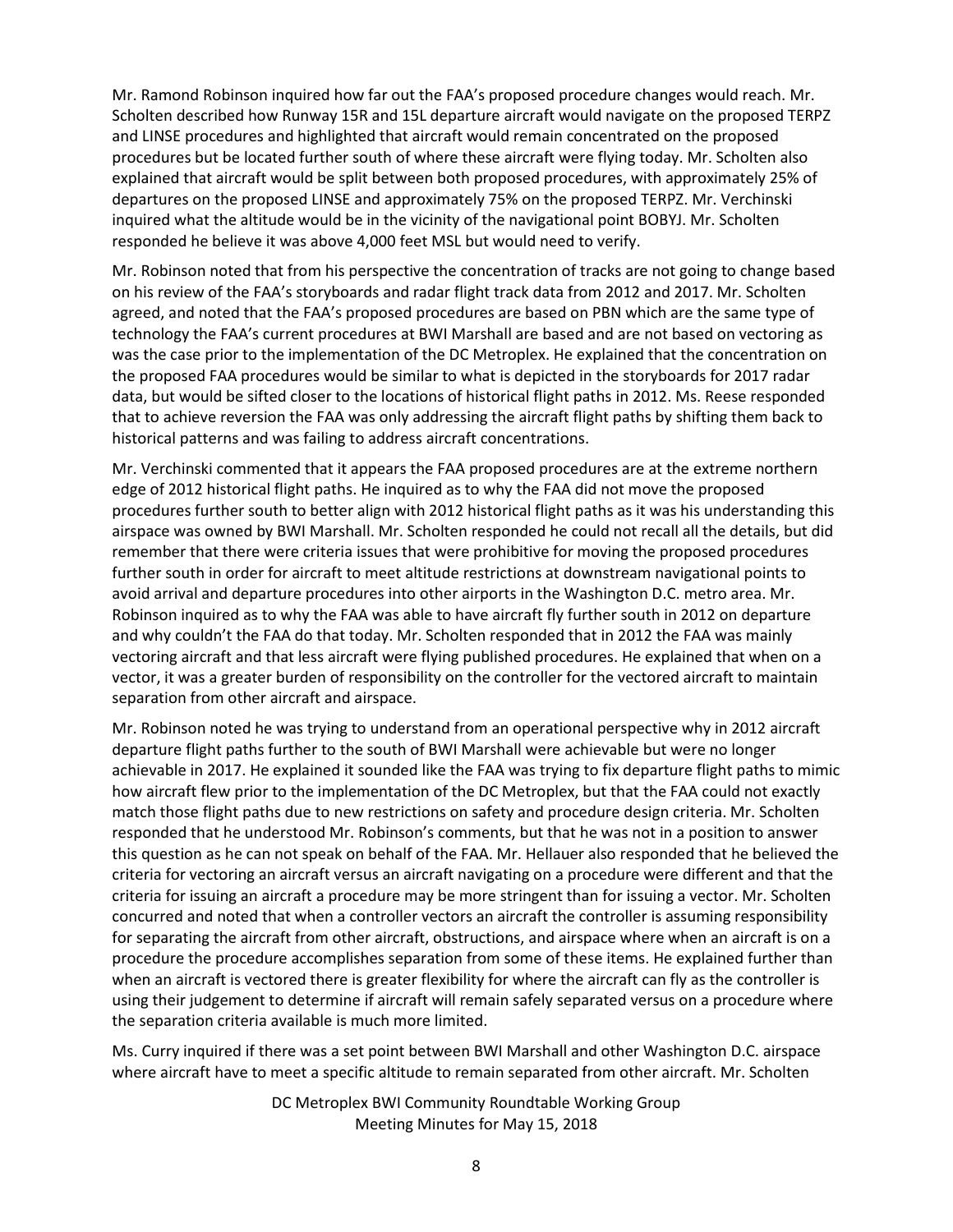Mr. Ramond Robinson inquired how far out the FAA's proposed procedure changes would reach. Mr. Scholten described how Runway 15R and 15L departure aircraft would navigate on the proposed TERPZ and LINSE procedures and highlighted that aircraft would remain concentrated on the proposed procedures but be located further south of where these aircraft were flying today. Mr. Scholten also explained that aircraft would be split between both proposed procedures, with approximately 25% of departures on the proposed LINSE and approximately 75% on the proposed TERPZ. Mr. Verchinski inquired what the altitude would be in the vicinity of the navigational point BOBYJ. Mr. Scholten responded he believe it was above 4,000 feet MSL but would need to verify.

Mr. Robinson noted that from his perspective the concentration of tracks are not going to change based on his review of the FAA's storyboards and radar flight track data from 2012 and 2017. Mr. Scholten agreed, and noted that the FAA's proposed procedures are based on PBN which are the same type of technology the FAA's current procedures at BWI Marshall are based and are not based on vectoring as was the case prior to the implementation of the DC Metroplex. He explained that the concentration on the proposed FAA procedures would be similar to what is depicted in the storyboards for 2017 radar data, but would be sifted closer to the locations of historical flight paths in 2012. Ms. Reese responded that to achieve reversion the FAA was only addressing the aircraft flight paths by shifting them back to historical patterns and was failing to address aircraft concentrations.

Mr. Verchinski commented that it appears the FAA proposed procedures are at the extreme northern edge of 2012 historical flight paths. He inquired as to why the FAA did not move the proposed procedures further south to better align with 2012 historical flight paths as it was his understanding this airspace was owned by BWI Marshall. Mr. Scholten responded he could not recall all the details, but did remember that there were criteria issues that were prohibitive for moving the proposed procedures further south in order for aircraft to meet altitude restrictions at downstream navigational points to avoid arrival and departure procedures into other airports in the Washington D.C. metro area. Mr. Robinson inquired as to why the FAA was able to have aircraft fly further south in 2012 on departure and why couldn't the FAA do that today. Mr. Scholten responded that in 2012 the FAA was mainly vectoring aircraft and that less aircraft were flying published procedures. He explained that when on a vector, it was a greater burden of responsibility on the controller for the vectored aircraft to maintain separation from other aircraft and airspace.

Mr. Robinson noted he was trying to understand from an operational perspective why in 2012 aircraft departure flight paths further to the south of BWI Marshall were achievable but were no longer achievable in 2017. He explained it sounded like the FAA was trying to fix departure flight paths to mimic how aircraft flew prior to the implementation of the DC Metroplex, but that the FAA could not exactly match those flight paths due to new restrictions on safety and procedure design criteria. Mr. Scholten responded that he understood Mr. Robinson's comments, but that he was not in a position to answer this question as he can not speak on behalf of the FAA. Mr. Hellauer also responded that he believed the criteria for vectoring an aircraft versus an aircraft navigating on a procedure were different and that the criteria for issuing an aircraft a procedure may be more stringent than for issuing a vector. Mr. Scholten concurred and noted that when a controller vectors an aircraft the controller is assuming responsibility for separating the aircraft from other aircraft, obstructions, and airspace where when an aircraft is on a procedure the procedure accomplishes separation from some of these items. He explained further than when an aircraft is vectored there is greater flexibility for where the aircraft can fly as the controller is using their judgement to determine if aircraft will remain safely separated versus on a procedure where the separation criteria available is much more limited.

Ms. Curry inquired if there was a set point between BWI Marshall and other Washington D.C. airspace where aircraft have to meet a specific altitude to remain separated from other aircraft. Mr. Scholten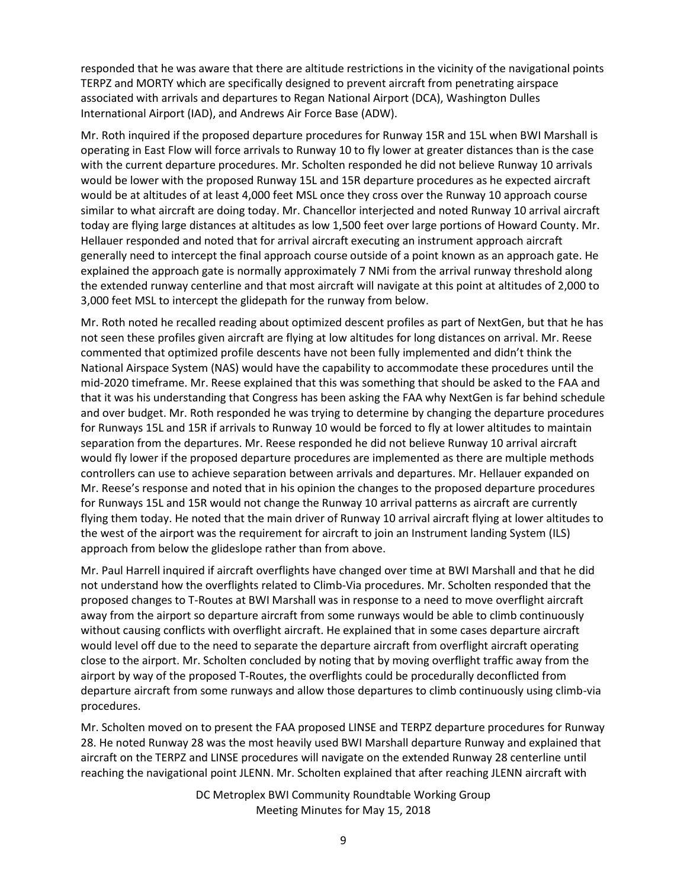responded that he was aware that there are altitude restrictions in the vicinity of the navigational points TERPZ and MORTY which are specifically designed to prevent aircraft from penetrating airspace associated with arrivals and departures to Regan National Airport (DCA), Washington Dulles International Airport (IAD), and Andrews Air Force Base (ADW).

Mr. Roth inquired if the proposed departure procedures for Runway 15R and 15L when BWI Marshall is operating in East Flow will force arrivals to Runway 10 to fly lower at greater distances than is the case with the current departure procedures. Mr. Scholten responded he did not believe Runway 10 arrivals would be lower with the proposed Runway 15L and 15R departure procedures as he expected aircraft would be at altitudes of at least 4,000 feet MSL once they cross over the Runway 10 approach course similar to what aircraft are doing today. Mr. Chancellor interjected and noted Runway 10 arrival aircraft today are flying large distances at altitudes as low 1,500 feet over large portions of Howard County. Mr. Hellauer responded and noted that for arrival aircraft executing an instrument approach aircraft generally need to intercept the final approach course outside of a point known as an approach gate. He explained the approach gate is normally approximately 7 NMi from the arrival runway threshold along the extended runway centerline and that most aircraft will navigate at this point at altitudes of 2,000 to 3,000 feet MSL to intercept the glidepath for the runway from below.

Mr. Roth noted he recalled reading about optimized descent profiles as part of NextGen, but that he has not seen these profiles given aircraft are flying at low altitudes for long distances on arrival. Mr. Reese commented that optimized profile descents have not been fully implemented and didn't think the National Airspace System (NAS) would have the capability to accommodate these procedures until the mid-2020 timeframe. Mr. Reese explained that this was something that should be asked to the FAA and that it was his understanding that Congress has been asking the FAA why NextGen is far behind schedule and over budget. Mr. Roth responded he was trying to determine by changing the departure procedures for Runways 15L and 15R if arrivals to Runway 10 would be forced to fly at lower altitudes to maintain separation from the departures. Mr. Reese responded he did not believe Runway 10 arrival aircraft would fly lower if the proposed departure procedures are implemented as there are multiple methods controllers can use to achieve separation between arrivals and departures. Mr. Hellauer expanded on Mr. Reese's response and noted that in his opinion the changes to the proposed departure procedures for Runways 15L and 15R would not change the Runway 10 arrival patterns as aircraft are currently flying them today. He noted that the main driver of Runway 10 arrival aircraft flying at lower altitudes to the west of the airport was the requirement for aircraft to join an Instrument landing System (ILS) approach from below the glideslope rather than from above.

Mr. Paul Harrell inquired if aircraft overflights have changed over time at BWI Marshall and that he did not understand how the overflights related to Climb-Via procedures. Mr. Scholten responded that the proposed changes to T-Routes at BWI Marshall was in response to a need to move overflight aircraft away from the airport so departure aircraft from some runways would be able to climb continuously without causing conflicts with overflight aircraft. He explained that in some cases departure aircraft would level off due to the need to separate the departure aircraft from overflight aircraft operating close to the airport. Mr. Scholten concluded by noting that by moving overflight traffic away from the airport by way of the proposed T-Routes, the overflights could be procedurally deconflicted from departure aircraft from some runways and allow those departures to climb continuously using climb-via procedures.

Mr. Scholten moved on to present the FAA proposed LINSE and TERPZ departure procedures for Runway 28. He noted Runway 28 was the most heavily used BWI Marshall departure Runway and explained that aircraft on the TERPZ and LINSE procedures will navigate on the extended Runway 28 centerline until reaching the navigational point JLENN. Mr. Scholten explained that after reaching JLENN aircraft with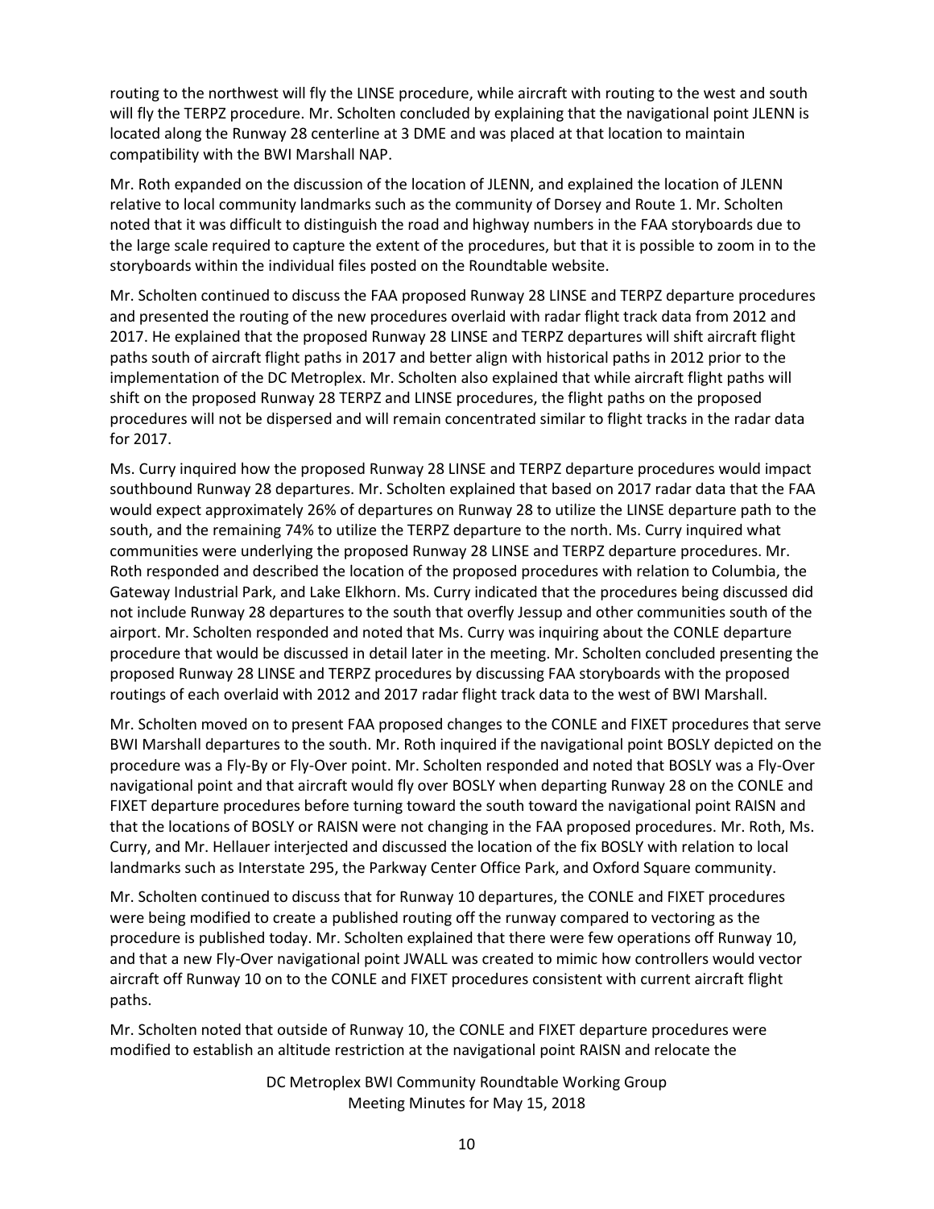routing to the northwest will fly the LINSE procedure, while aircraft with routing to the west and south will fly the TERPZ procedure. Mr. Scholten concluded by explaining that the navigational point JLENN is located along the Runway 28 centerline at 3 DME and was placed at that location to maintain compatibility with the BWI Marshall NAP.

Mr. Roth expanded on the discussion of the location of JLENN, and explained the location of JLENN relative to local community landmarks such as the community of Dorsey and Route 1. Mr. Scholten noted that it was difficult to distinguish the road and highway numbers in the FAA storyboards due to the large scale required to capture the extent of the procedures, but that it is possible to zoom in to the storyboards within the individual files posted on the Roundtable website.

Mr. Scholten continued to discuss the FAA proposed Runway 28 LINSE and TERPZ departure procedures and presented the routing of the new procedures overlaid with radar flight track data from 2012 and 2017. He explained that the proposed Runway 28 LINSE and TERPZ departures will shift aircraft flight paths south of aircraft flight paths in 2017 and better align with historical paths in 2012 prior to the implementation of the DC Metroplex. Mr. Scholten also explained that while aircraft flight paths will shift on the proposed Runway 28 TERPZ and LINSE procedures, the flight paths on the proposed procedures will not be dispersed and will remain concentrated similar to flight tracks in the radar data for 2017.

Ms. Curry inquired how the proposed Runway 28 LINSE and TERPZ departure procedures would impact southbound Runway 28 departures. Mr. Scholten explained that based on 2017 radar data that the FAA would expect approximately 26% of departures on Runway 28 to utilize the LINSE departure path to the south, and the remaining 74% to utilize the TERPZ departure to the north. Ms. Curry inquired what communities were underlying the proposed Runway 28 LINSE and TERPZ departure procedures. Mr. Roth responded and described the location of the proposed procedures with relation to Columbia, the Gateway Industrial Park, and Lake Elkhorn. Ms. Curry indicated that the procedures being discussed did not include Runway 28 departures to the south that overfly Jessup and other communities south of the airport. Mr. Scholten responded and noted that Ms. Curry was inquiring about the CONLE departure procedure that would be discussed in detail later in the meeting. Mr. Scholten concluded presenting the proposed Runway 28 LINSE and TERPZ procedures by discussing FAA storyboards with the proposed routings of each overlaid with 2012 and 2017 radar flight track data to the west of BWI Marshall.

Mr. Scholten moved on to present FAA proposed changes to the CONLE and FIXET procedures that serve BWI Marshall departures to the south. Mr. Roth inquired if the navigational point BOSLY depicted on the procedure was a Fly-By or Fly-Over point. Mr. Scholten responded and noted that BOSLY was a Fly-Over navigational point and that aircraft would fly over BOSLY when departing Runway 28 on the CONLE and FIXET departure procedures before turning toward the south toward the navigational point RAISN and that the locations of BOSLY or RAISN were not changing in the FAA proposed procedures. Mr. Roth, Ms. Curry, and Mr. Hellauer interjected and discussed the location of the fix BOSLY with relation to local landmarks such as Interstate 295, the Parkway Center Office Park, and Oxford Square community.

Mr. Scholten continued to discuss that for Runway 10 departures, the CONLE and FIXET procedures were being modified to create a published routing off the runway compared to vectoring as the procedure is published today. Mr. Scholten explained that there were few operations off Runway 10, and that a new Fly-Over navigational point JWALL was created to mimic how controllers would vector aircraft off Runway 10 on to the CONLE and FIXET procedures consistent with current aircraft flight paths.

Mr. Scholten noted that outside of Runway 10, the CONLE and FIXET departure procedures were modified to establish an altitude restriction at the navigational point RAISN and relocate the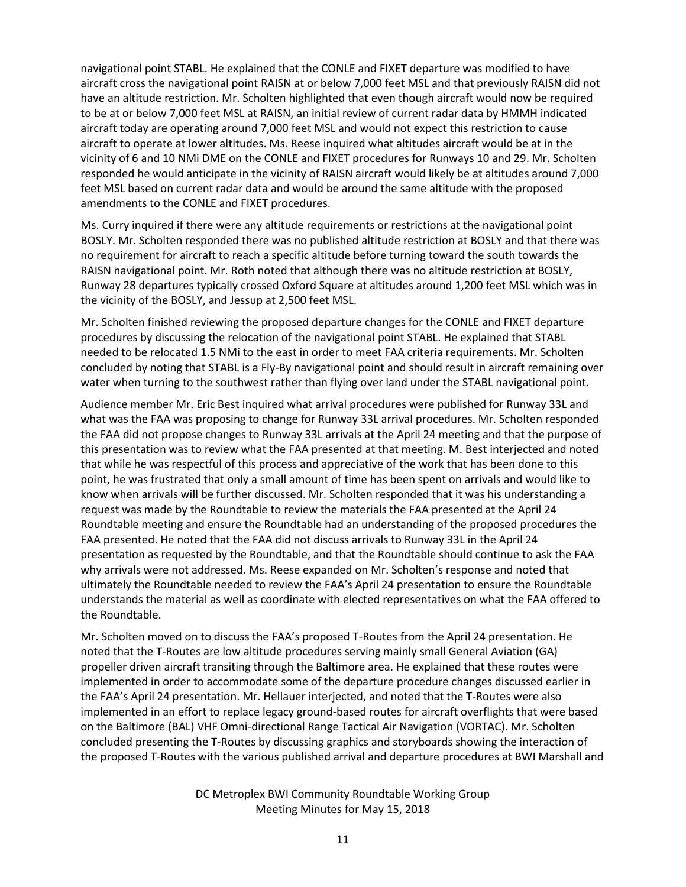navigational point STABL. He explained that the CONLE and FIXET departure was modified to have aircraft cross the navigational point RAISN at or below 7,000 feet MSL and that previously RAISN did not have an altitude restriction. Mr. Scholten highlighted that even though aircraft would now be required to be at or below 7,000 feet MSL at RAISN, an initial review of current radar data by HMMH indicated aircraft today are operating around 7,000 feet MSL and would not expect this restriction to cause aircraft to operate at lower altitudes. Ms. Reese inquired what altitudes aircraft would be at in the vicinity of 6 and 10 NMi DME on the CONLE and FIXET procedures for Runways 10 and 29. Mr. Scholten responded he would anticipate in the vicinity of RAISN aircraft would likely be at altitudes around 7,000 feet MSL based on current radar data and would be around the same altitude with the proposed amendments to the CONLE and FIXET procedures.

Ms. Curry inquired if there were any altitude requirements or restrictions at the navigational point BOSLY. Mr. Scholten responded there was no published altitude restriction at BOSLY and that there was no requirement for aircraft to reach a specific altitude before turning toward the south towards the RAISN navigational point. Mr. Roth noted that although there was no altitude restriction at BOSLY, Runway 28 departures typically crossed Oxford Square at altitudes around 1,200 feet MSL which was in the vicinity of the BOSLY, and Jessup at 2,500 feet MSL.

Mr. Scholten finished reviewing the proposed departure changes for the CONLE and FIXET departure procedures by discussing the relocation of the navigational point STABL. He explained that STABL needed to be relocated 1.5 NMi to the east in order to meet FAA criteria requirements. Mr. Scholten concluded by noting that STABL is a Fly-By navigational point and should result in aircraft remaining over water when turning to the southwest rather than flying over land under the STABL navigational point.

Audience member Mr. Eric Best inquired what arrival procedures were published for Runway 33L and what was the FAA was proposing to change for Runway 33L arrival procedures. Mr. Scholten responded the FAA did not propose changes to Runway 33L arrivals at the April 24 meeting and that the purpose of this presentation was to review what the FAA presented at that meeting. M. Best interjected and noted that while he was respectful of this process and appreciative of the work that has been done to this point, he was frustrated that only a small amount of time has been spent on arrivals and would like to know when arrivals will be further discussed. Mr. Scholten responded that it was his understanding a request was made by the Roundtable to review the materials the FAA presented at the April 24 Roundtable meeting and ensure the Roundtable had an understanding of the proposed procedures the FAA presented. He noted that the FAA did not discuss arrivals to Runway 33L in the April 24 presentation as requested by the Roundtable, and that the Roundtable should continue to ask the FAA why arrivals were not addressed. Ms. Reese expanded on Mr. Scholten's response and noted that ultimately the Roundtable needed to review the FAA's April 24 presentation to ensure the Roundtable understands the material as well as coordinate with elected representatives on what the FAA offered to the Roundtable.

Mr. Scholten moved on to discuss the FAA's proposed T-Routes from the April 24 presentation. He noted that the T-Routes are low altitude procedures serving mainly small General Aviation (GA) propeller driven aircraft transiting through the Baltimore area. He explained that these routes were implemented in order to accommodate some of the departure procedure changes discussed earlier in the FAA's April 24 presentation. Mr. Hellauer interjected, and noted that the T-Routes were also implemented in an effort to replace legacy ground-based routes for aircraft overflights that were based on the Baltimore (BAL) VHF Omni-directional Range Tactical Air Navigation (VORTAC). Mr. Scholten concluded presenting the T-Routes by discussing graphics and storyboards showing the interaction of the proposed T-Routes with the various published arrival and departure procedures at BWI Marshall and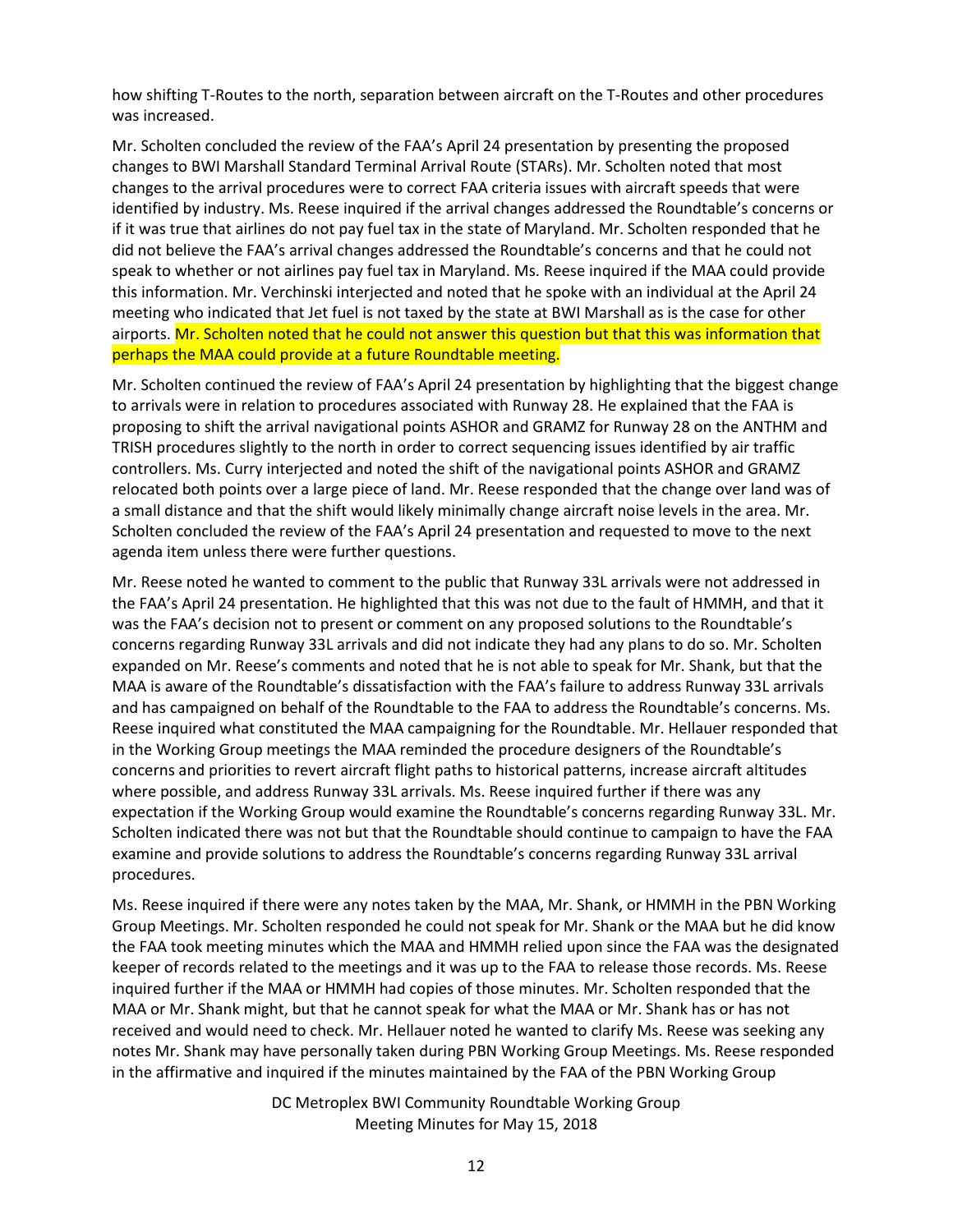how shifting T-Routes to the north, separation between aircraft on the T-Routes and other procedures was increased.

Mr. Scholten concluded the review of the FAA's April 24 presentation by presenting the proposed changes to BWI Marshall Standard Terminal Arrival Route (STARs). Mr. Scholten noted that most changes to the arrival procedures were to correct FAA criteria issues with aircraft speeds that were identified by industry. Ms. Reese inquired if the arrival changes addressed the Roundtable's concerns or if it was true that airlines do not pay fuel tax in the state of Maryland. Mr. Scholten responded that he did not believe the FAA's arrival changes addressed the Roundtable's concerns and that he could not speak to whether or not airlines pay fuel tax in Maryland. Ms. Reese inquired if the MAA could provide this information. Mr. Verchinski interjected and noted that he spoke with an individual at the April 24 meeting who indicated that Jet fuel is not taxed by the state at BWI Marshall as is the case for other airports. Mr. Scholten noted that he could not answer this question but that this was information that perhaps the MAA could provide at a future Roundtable meeting.

Mr. Scholten continued the review of FAA's April 24 presentation by highlighting that the biggest change to arrivals were in relation to procedures associated with Runway 28. He explained that the FAA is proposing to shift the arrival navigational points ASHOR and GRAMZ for Runway 28 on the ANTHM and TRISH procedures slightly to the north in order to correct sequencing issues identified by air traffic controllers. Ms. Curry interjected and noted the shift of the navigational points ASHOR and GRAMZ relocated both points over a large piece of land. Mr. Reese responded that the change over land was of a small distance and that the shift would likely minimally change aircraft noise levels in the area. Mr. Scholten concluded the review of the FAA's April 24 presentation and requested to move to the next agenda item unless there were further questions.

Mr. Reese noted he wanted to comment to the public that Runway 33L arrivals were not addressed in the FAA's April 24 presentation. He highlighted that this was not due to the fault of HMMH, and that it was the FAA's decision not to present or comment on any proposed solutions to the Roundtable's concerns regarding Runway 33L arrivals and did not indicate they had any plans to do so. Mr. Scholten expanded on Mr. Reese's comments and noted that he is not able to speak for Mr. Shank, but that the MAA is aware of the Roundtable's dissatisfaction with the FAA's failure to address Runway 33L arrivals and has campaigned on behalf of the Roundtable to the FAA to address the Roundtable's concerns. Ms. Reese inquired what constituted the MAA campaigning for the Roundtable. Mr. Hellauer responded that in the Working Group meetings the MAA reminded the procedure designers of the Roundtable's concerns and priorities to revert aircraft flight paths to historical patterns, increase aircraft altitudes where possible, and address Runway 33L arrivals. Ms. Reese inquired further if there was any expectation if the Working Group would examine the Roundtable's concerns regarding Runway 33L. Mr. Scholten indicated there was not but that the Roundtable should continue to campaign to have the FAA examine and provide solutions to address the Roundtable's concerns regarding Runway 33L arrival procedures.

Ms. Reese inquired if there were any notes taken by the MAA, Mr. Shank, or HMMH in the PBN Working Group Meetings. Mr. Scholten responded he could not speak for Mr. Shank or the MAA but he did know the FAA took meeting minutes which the MAA and HMMH relied upon since the FAA was the designated keeper of records related to the meetings and it was up to the FAA to release those records. Ms. Reese inquired further if the MAA or HMMH had copies of those minutes. Mr. Scholten responded that the MAA or Mr. Shank might, but that he cannot speak for what the MAA or Mr. Shank has or has not received and would need to check. Mr. Hellauer noted he wanted to clarify Ms. Reese was seeking any notes Mr. Shank may have personally taken during PBN Working Group Meetings. Ms. Reese responded in the affirmative and inquired if the minutes maintained by the FAA of the PBN Working Group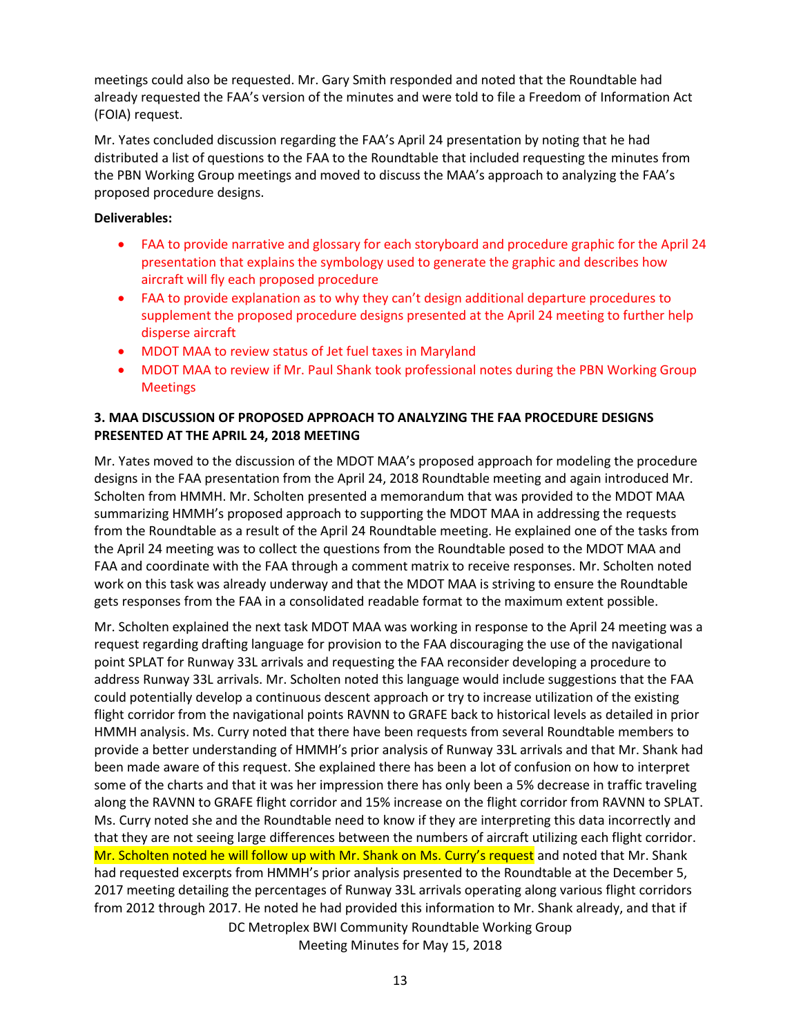meetings could also be requested. Mr. Gary Smith responded and noted that the Roundtable had already requested the FAA's version of the minutes and were told to file a Freedom of Information Act (FOIA) request.

Mr. Yates concluded discussion regarding the FAA's April 24 presentation by noting that he had distributed a list of questions to the FAA to the Roundtable that included requesting the minutes from the PBN Working Group meetings and moved to discuss the MAA's approach to analyzing the FAA's proposed procedure designs.

**Deliverables:**

- FAA to provide narrative and glossary for each storyboard and procedure graphic for the April 24 presentation that explains the symbology used to generate the graphic and describes how aircraft will fly each proposed procedure
- FAA to provide explanation as to why they can't design additional departure procedures to supplement the proposed procedure designs presented at the April 24 meeting to further help disperse aircraft
- MDOT MAA to review status of Jet fuel taxes in Maryland
- MDOT MAA to review if Mr. Paul Shank took professional notes during the PBN Working Group Meetings

**3. MAA DISCUSSION OF PROPOSED APPROACH TO ANALYZING THE FAA PROCEDURE DESIGNS PRESENTED AT THE APRIL 24, 2018 MEETING**

Mr. Yates moved to the discussion of the MDOT MAA's proposed approach for modeling the procedure designs in the FAA presentation from the April 24, 2018 Roundtable meeting and again introduced Mr. Scholten from HMMH. Mr. Scholten presented a memorandum that was provided to the MDOT MAA summarizing HMMH's proposed approach to supporting the MDOT MAA in addressing the requests from the Roundtable as a result of the April 24 Roundtable meeting. He explained one of the tasks from the April 24 meeting was to collect the questions from the Roundtable posed to the MDOT MAA and FAA and coordinate with the FAA through a comment matrix to receive responses. Mr. Scholten noted work on this task was already underway and that the MDOT MAA is striving to ensure the Roundtable gets responses from the FAA in a consolidated readable format to the maximum extent possible.

Mr. Scholten explained the next task MDOT MAA was working in response to the April 24 meeting was a request regarding drafting language for provision to the FAA discouraging the use of the navigational point SPLAT for Runway 33L arrivals and requesting the FAA reconsider developing a procedure to address Runway 33L arrivals. Mr. Scholten noted this language would include suggestions that the FAA could potentially develop a continuous descent approach or try to increase utilization of the existing flight corridor from the navigational points RAVNN to GRAFE back to historical levels as detailed in prior HMMH analysis. Ms. Curry noted that there have been requests from several Roundtable members to provide a better understanding of HMMH's prior analysis of Runway 33L arrivals and that Mr. Shank had been made aware of this request. She explained there has been a lot of confusion on how to interpret some of the charts and that it was her impression there has only been a 5% decrease in traffic traveling along the RAVNN to GRAFE flight corridor and 15% increase on the flight corridor from RAVNN to SPLAT. Ms. Curry noted she and the Roundtable need to know if they are interpreting this data incorrectly and that they are not seeing large differences between the numbers of aircraft utilizing each flight corridor. Mr. Scholten noted he will follow up with Mr. Shank on Ms. Curry's request and noted that Mr. Shank had requested excerpts from HMMH's prior analysis presented to the Roundtable at the December 5, 2017 meeting detailing the percentages of Runway 33L arrivals operating along various flight corridors from 2012 through 2017. He noted he had provided this information to Mr. Shank already, and that if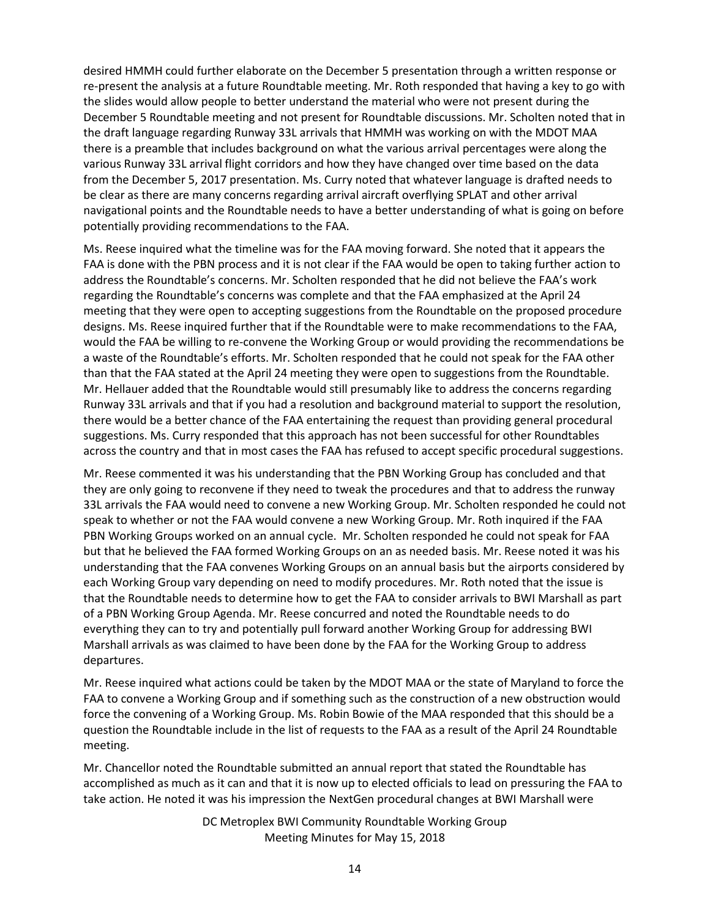desired HMMH could further elaborate on the December 5 presentation through a written response or re-present the analysis at a future Roundtable meeting. Mr. Roth responded that having a key to go with the slides would allow people to better understand the material who were not present during the December 5 Roundtable meeting and not present for Roundtable discussions. Mr. Scholten noted that in the draft language regarding Runway 33L arrivals that HMMH was working on with the MDOT MAA there is a preamble that includes background on what the various arrival percentages were along the various Runway 33L arrival flight corridors and how they have changed over time based on the data from the December 5, 2017 presentation. Ms. Curry noted that whatever language is drafted needs to be clear as there are many concerns regarding arrival aircraft overflying SPLAT and other arrival navigational points and the Roundtable needs to have a better understanding of what is going on before potentially providing recommendations to the FAA.

Ms. Reese inquired what the timeline was for the FAA moving forward. She noted that it appears the FAA is done with the PBN process and it is not clear if the FAA would be open to taking further action to address the Roundtable's concerns. Mr. Scholten responded that he did not believe the FAA's work regarding the Roundtable's concerns was complete and that the FAA emphasized at the April 24 meeting that they were open to accepting suggestions from the Roundtable on the proposed procedure designs. Ms. Reese inquired further that if the Roundtable were to make recommendations to the FAA, would the FAA be willing to re-convene the Working Group or would providing the recommendations be a waste of the Roundtable's efforts. Mr. Scholten responded that he could not speak for the FAA other than that the FAA stated at the April 24 meeting they were open to suggestions from the Roundtable. Mr. Hellauer added that the Roundtable would still presumably like to address the concerns regarding Runway 33L arrivals and that if you had a resolution and background material to support the resolution, there would be a better chance of the FAA entertaining the request than providing general procedural suggestions. Ms. Curry responded that this approach has not been successful for other Roundtables across the country and that in most cases the FAA has refused to accept specific procedural suggestions.

Mr. Reese commented it was his understanding that the PBN Working Group has concluded and that they are only going to reconvene if they need to tweak the procedures and that to address the runway 33L arrivals the FAA would need to convene a new Working Group. Mr. Scholten responded he could not speak to whether or not the FAA would convene a new Working Group. Mr. Roth inquired if the FAA PBN Working Groups worked on an annual cycle. Mr. Scholten responded he could not speak for FAA but that he believed the FAA formed Working Groups on an as needed basis. Mr. Reese noted it was his understanding that the FAA convenes Working Groups on an annual basis but the airports considered by each Working Group vary depending on need to modify procedures. Mr. Roth noted that the issue is that the Roundtable needs to determine how to get the FAA to consider arrivals to BWI Marshall as part of a PBN Working Group Agenda. Mr. Reese concurred and noted the Roundtable needs to do everything they can to try and potentially pull forward another Working Group for addressing BWI Marshall arrivals as was claimed to have been done by the FAA for the Working Group to address departures.

Mr. Reese inquired what actions could be taken by the MDOT MAA or the state of Maryland to force the FAA to convene a Working Group and if something such as the construction of a new obstruction would force the convening of a Working Group. Ms. Robin Bowie of the MAA responded that this should be a question the Roundtable include in the list of requests to the FAA as a result of the April 24 Roundtable meeting.

Mr. Chancellor noted the Roundtable submitted an annual report that stated the Roundtable has accomplished as much as it can and that it is now up to elected officials to lead on pressuring the FAA to take action. He noted it was his impression the NextGen procedural changes at BWI Marshall were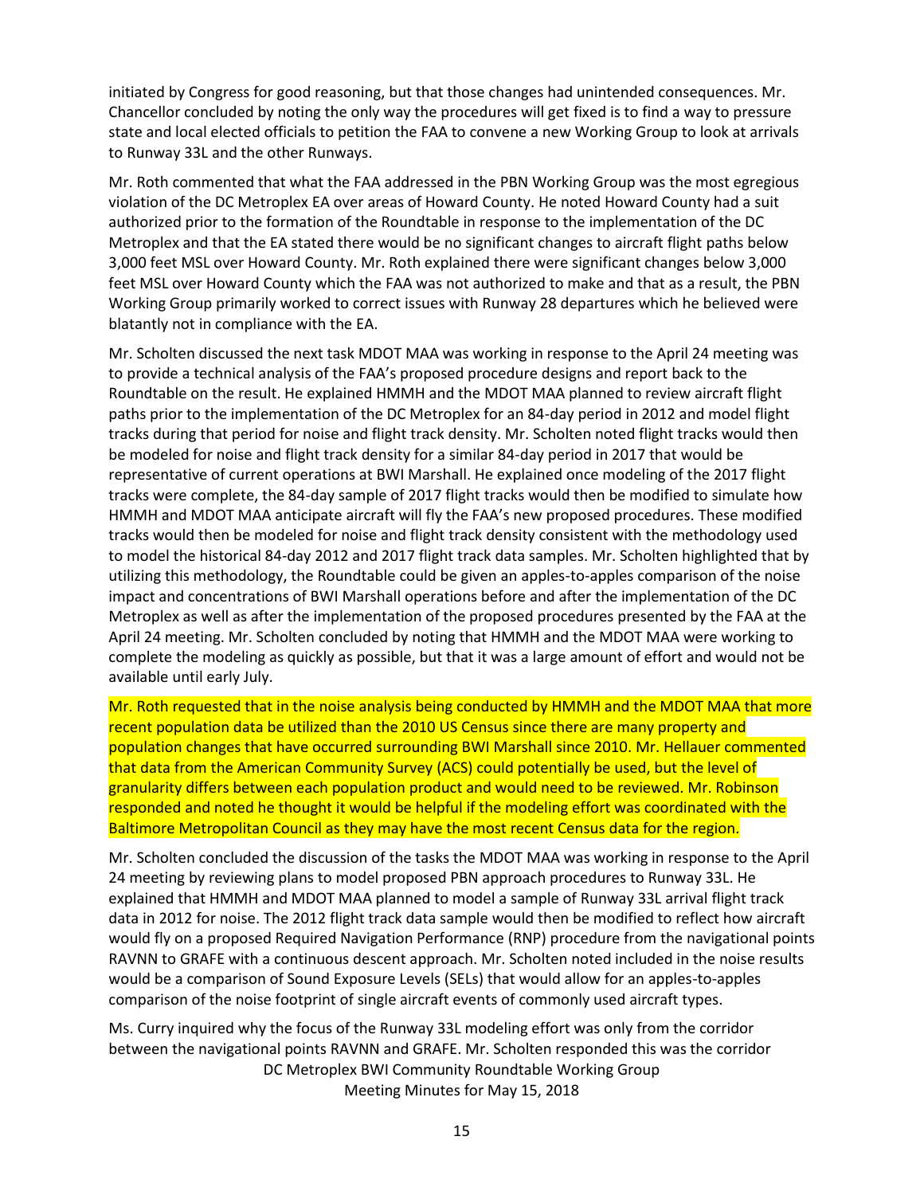initiated by Congress for good reasoning, but that those changes had unintended consequences. Mr. Chancellor concluded by noting the only way the procedures will get fixed is to find a way to pressure state and local elected officials to petition the FAA to convene a new Working Group to look at arrivals to Runway 33L and the other Runways.

Mr. Roth commented that what the FAA addressed in the PBN Working Group was the most egregious violation of the DC Metroplex EA over areas of Howard County. He noted Howard County had a suit authorized prior to the formation of the Roundtable in response to the implementation of the DC Metroplex and that the EA stated there would be no significant changes to aircraft flight paths below 3,000 feet MSL over Howard County. Mr. Roth explained there were significant changes below 3,000 feet MSL over Howard County which the FAA was not authorized to make and that as a result, the PBN Working Group primarily worked to correct issues with Runway 28 departures which he believed were blatantly not in compliance with the EA.

Mr. Scholten discussed the next task MDOT MAA was working in response to the April 24 meeting was to provide a technical analysis of the FAA's proposed procedure designs and report back to the Roundtable on the result. He explained HMMH and the MDOT MAA planned to review aircraft flight paths prior to the implementation of the DC Metroplex for an 84-day period in 2012 and model flight tracks during that period for noise and flight track density. Mr. Scholten noted flight tracks would then be modeled for noise and flight track density for a similar 84-day period in 2017 that would be representative of current operations at BWI Marshall. He explained once modeling of the 2017 flight tracks were complete, the 84-day sample of 2017 flight tracks would then be modified to simulate how HMMH and MDOT MAA anticipate aircraft will fly the FAA's new proposed procedures. These modified tracks would then be modeled for noise and flight track density consistent with the methodology used to model the historical 84-day 2012 and 2017 flight track data samples. Mr. Scholten highlighted that by utilizing this methodology, the Roundtable could be given an apples-to-apples comparison of the noise impact and concentrations of BWI Marshall operations before and after the implementation of the DC Metroplex as well as after the implementation of the proposed procedures presented by the FAA at the April 24 meeting. Mr. Scholten concluded by noting that HMMH and the MDOT MAA were working to complete the modeling as quickly as possible, but that it was a large amount of effort and would not be available until early July.

Mr. Roth requested that in the noise analysis being conducted by HMMH and the MDOT MAA that more recent population data be utilized than the 2010 US Census since there are many property and population changes that have occurred surrounding BWI Marshall since 2010. Mr. Hellauer commented that data from the American Community Survey (ACS) could potentially be used, but the level of granularity differs between each population product and would need to be reviewed. Mr. Robinson responded and noted he thought it would be helpful if the modeling effort was coordinated with the Baltimore Metropolitan Council as they may have the most recent Census data for the region.

Mr. Scholten concluded the discussion of the tasks the MDOT MAA was working in response to the April 24 meeting by reviewing plans to model proposed PBN approach procedures to Runway 33L. He explained that HMMH and MDOT MAA planned to model a sample of Runway 33L arrival flight track data in 2012 for noise. The 2012 flight track data sample would then be modified to reflect how aircraft would fly on a proposed Required Navigation Performance (RNP) procedure from the navigational points RAVNN to GRAFE with a continuous descent approach. Mr. Scholten noted included in the noise results would be a comparison of Sound Exposure Levels (SELs) that would allow for an apples-to-apples comparison of the noise footprint of single aircraft events of commonly used aircraft types.

Ms. Curry inquired why the focus of the Runway 33L modeling effort was only from the corridor between the navigational points RAVNN and GRAFE. Mr. Scholten responded this was the corridor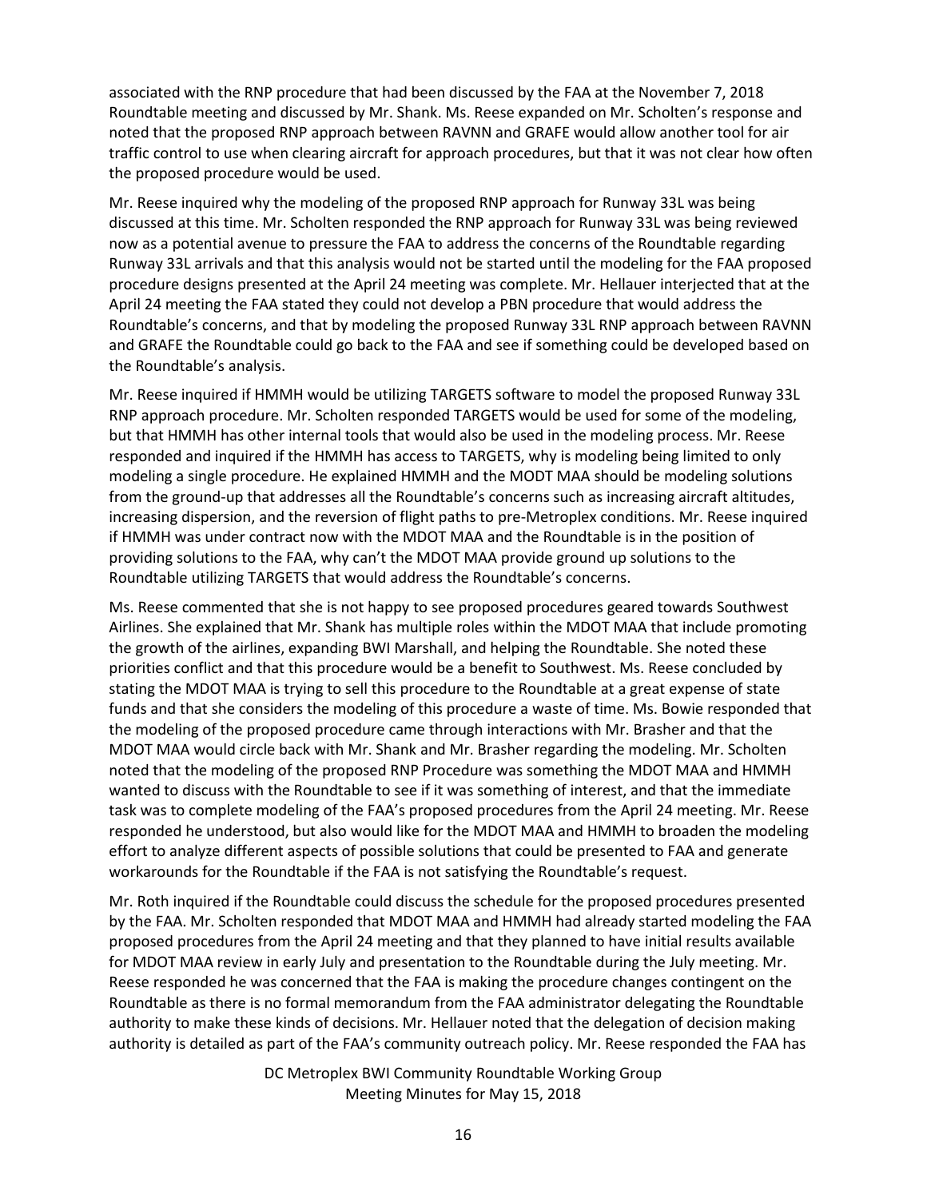associated with the RNP procedure that had been discussed by the FAA at the November 7, 2018 Roundtable meeting and discussed by Mr. Shank. Ms. Reese expanded on Mr. Scholten's response and noted that the proposed RNP approach between RAVNN and GRAFE would allow another tool for air traffic control to use when clearing aircraft for approach procedures, but that it was not clear how often the proposed procedure would be used.

Mr. Reese inquired why the modeling of the proposed RNP approach for Runway 33L was being discussed at this time. Mr. Scholten responded the RNP approach for Runway 33L was being reviewed now as a potential avenue to pressure the FAA to address the concerns of the Roundtable regarding Runway 33L arrivals and that this analysis would not be started until the modeling for the FAA proposed procedure designs presented at the April 24 meeting was complete. Mr. Hellauer interjected that at the April 24 meeting the FAA stated they could not develop a PBN procedure that would address the Roundtable's concerns, and that by modeling the proposed Runway 33L RNP approach between RAVNN and GRAFE the Roundtable could go back to the FAA and see if something could be developed based on the Roundtable's analysis.

Mr. Reese inquired if HMMH would be utilizing TARGETS software to model the proposed Runway 33L RNP approach procedure. Mr. Scholten responded TARGETS would be used for some of the modeling, but that HMMH has other internal tools that would also be used in the modeling process. Mr. Reese responded and inquired if the HMMH has access to TARGETS, why is modeling being limited to only modeling a single procedure. He explained HMMH and the MODT MAA should be modeling solutions from the ground-up that addresses all the Roundtable's concerns such as increasing aircraft altitudes, increasing dispersion, and the reversion of flight paths to pre-Metroplex conditions. Mr. Reese inquired if HMMH was under contract now with the MDOT MAA and the Roundtable is in the position of providing solutions to the FAA, why can't the MDOT MAA provide ground up solutions to the Roundtable utilizing TARGETS that would address the Roundtable's concerns.

Ms. Reese commented that she is not happy to see proposed procedures geared towards Southwest Airlines. She explained that Mr. Shank has multiple roles within the MDOT MAA that include promoting the growth of the airlines, expanding BWI Marshall, and helping the Roundtable. She noted these priorities conflict and that this procedure would be a benefit to Southwest. Ms. Reese concluded by stating the MDOT MAA is trying to sell this procedure to the Roundtable at a great expense of state funds and that she considers the modeling of this procedure a waste of time. Ms. Bowie responded that the modeling of the proposed procedure came through interactions with Mr. Brasher and that the MDOT MAA would circle back with Mr. Shank and Mr. Brasher regarding the modeling. Mr. Scholten noted that the modeling of the proposed RNP Procedure was something the MDOT MAA and HMMH wanted to discuss with the Roundtable to see if it was something of interest, and that the immediate task was to complete modeling of the FAA's proposed procedures from the April 24 meeting. Mr. Reese responded he understood, but also would like for the MDOT MAA and HMMH to broaden the modeling effort to analyze different aspects of possible solutions that could be presented to FAA and generate workarounds for the Roundtable if the FAA is not satisfying the Roundtable's request.

Mr. Roth inquired if the Roundtable could discuss the schedule for the proposed procedures presented by the FAA. Mr. Scholten responded that MDOT MAA and HMMH had already started modeling the FAA proposed procedures from the April 24 meeting and that they planned to have initial results available for MDOT MAA review in early July and presentation to the Roundtable during the July meeting. Mr. Reese responded he was concerned that the FAA is making the procedure changes contingent on the Roundtable as there is no formal memorandum from the FAA administrator delegating the Roundtable authority to make these kinds of decisions. Mr. Hellauer noted that the delegation of decision making authority is detailed as part of the FAA's community outreach policy. Mr. Reese responded the FAA has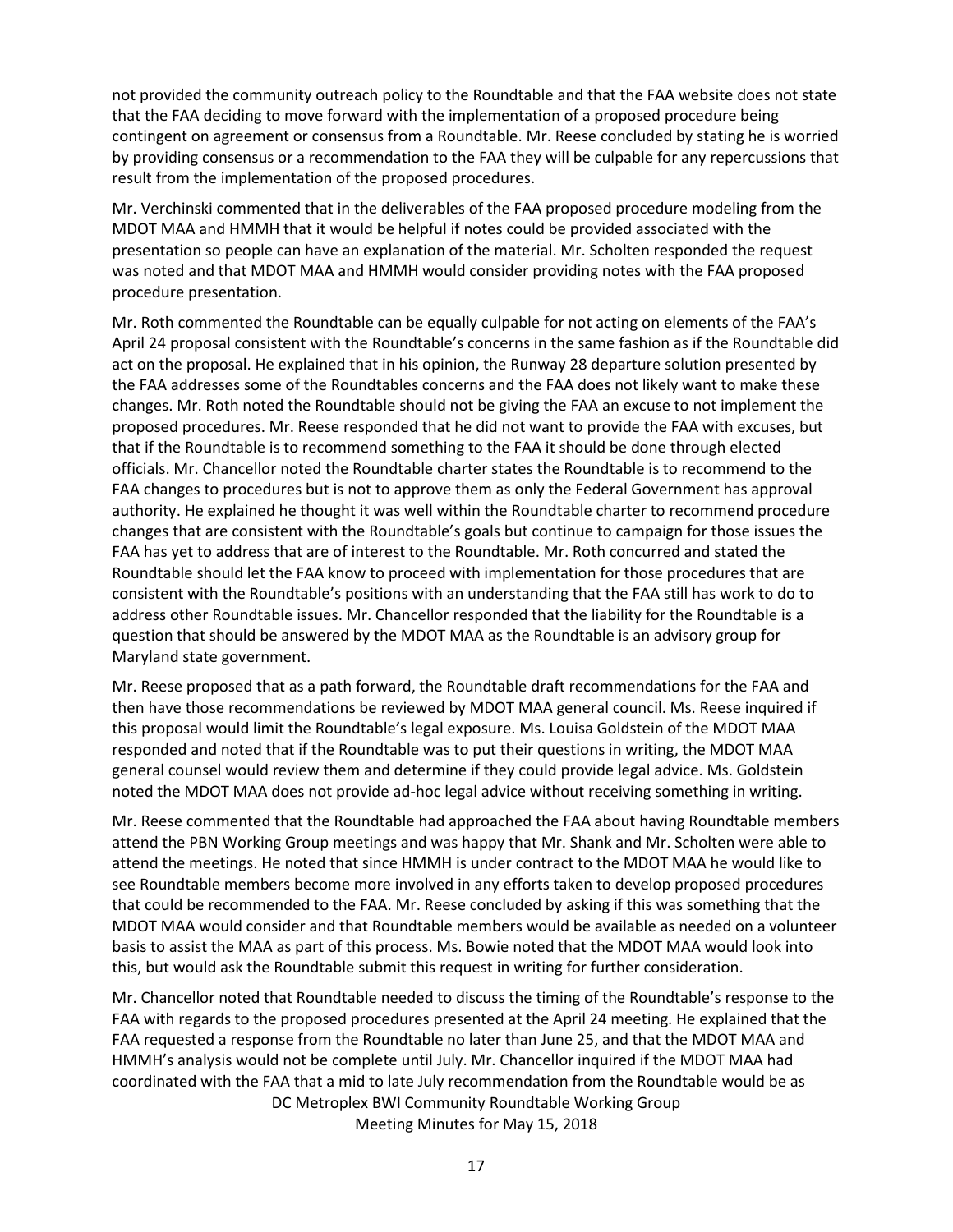not provided the community outreach policy to the Roundtable and that the FAA website does not state that the FAA deciding to move forward with the implementation of a proposed procedure being contingent on agreement or consensus from a Roundtable. Mr. Reese concluded by stating he is worried by providing consensus or a recommendation to the FAA they will be culpable for any repercussions that result from the implementation of the proposed procedures.

Mr. Verchinski commented that in the deliverables of the FAA proposed procedure modeling from the MDOT MAA and HMMH that it would be helpful if notes could be provided associated with the presentation so people can have an explanation of the material. Mr. Scholten responded the request was noted and that MDOT MAA and HMMH would consider providing notes with the FAA proposed procedure presentation.

Mr. Roth commented the Roundtable can be equally culpable for not acting on elements of the FAA's April 24 proposal consistent with the Roundtable's concerns in the same fashion as if the Roundtable did act on the proposal. He explained that in his opinion, the Runway 28 departure solution presented by the FAA addresses some of the Roundtables concerns and the FAA does not likely want to make these changes. Mr. Roth noted the Roundtable should not be giving the FAA an excuse to not implement the proposed procedures. Mr. Reese responded that he did not want to provide the FAA with excuses, but that if the Roundtable is to recommend something to the FAA it should be done through elected officials. Mr. Chancellor noted the Roundtable charter states the Roundtable is to recommend to the FAA changes to procedures but is not to approve them as only the Federal Government has approval authority. He explained he thought it was well within the Roundtable charter to recommend procedure changes that are consistent with the Roundtable's goals but continue to campaign for those issues the FAA has yet to address that are of interest to the Roundtable. Mr. Roth concurred and stated the Roundtable should let the FAA know to proceed with implementation for those procedures that are consistent with the Roundtable's positions with an understanding that the FAA still has work to do to address other Roundtable issues. Mr. Chancellor responded that the liability for the Roundtable is a question that should be answered by the MDOT MAA as the Roundtable is an advisory group for Maryland state government.

Mr. Reese proposed that as a path forward, the Roundtable draft recommendations for the FAA and then have those recommendations be reviewed by MDOT MAA general council. Ms. Reese inquired if this proposal would limit the Roundtable's legal exposure. Ms. Louisa Goldstein of the MDOT MAA responded and noted that if the Roundtable was to put their questions in writing, the MDOT MAA general counsel would review them and determine if they could provide legal advice. Ms. Goldstein noted the MDOT MAA does not provide ad-hoc legal advice without receiving something in writing.

Mr. Reese commented that the Roundtable had approached the FAA about having Roundtable members attend the PBN Working Group meetings and was happy that Mr. Shank and Mr. Scholten were able to attend the meetings. He noted that since HMMH is under contract to the MDOT MAA he would like to see Roundtable members become more involved in any efforts taken to develop proposed procedures that could be recommended to the FAA. Mr. Reese concluded by asking if this was something that the MDOT MAA would consider and that Roundtable members would be available as needed on a volunteer basis to assist the MAA as part of this process. Ms. Bowie noted that the MDOT MAA would look into this, but would ask the Roundtable submit this request in writing for further consideration.

Mr. Chancellor noted that Roundtable needed to discuss the timing of the Roundtable's response to the FAA with regards to the proposed procedures presented at the April 24 meeting. He explained that the FAA requested a response from the Roundtable no later than June 25, and that the MDOT MAA and HMMH's analysis would not be complete until July. Mr. Chancellor inquired if the MDOT MAA had coordinated with the FAA that a mid to late July recommendation from the Roundtable would be as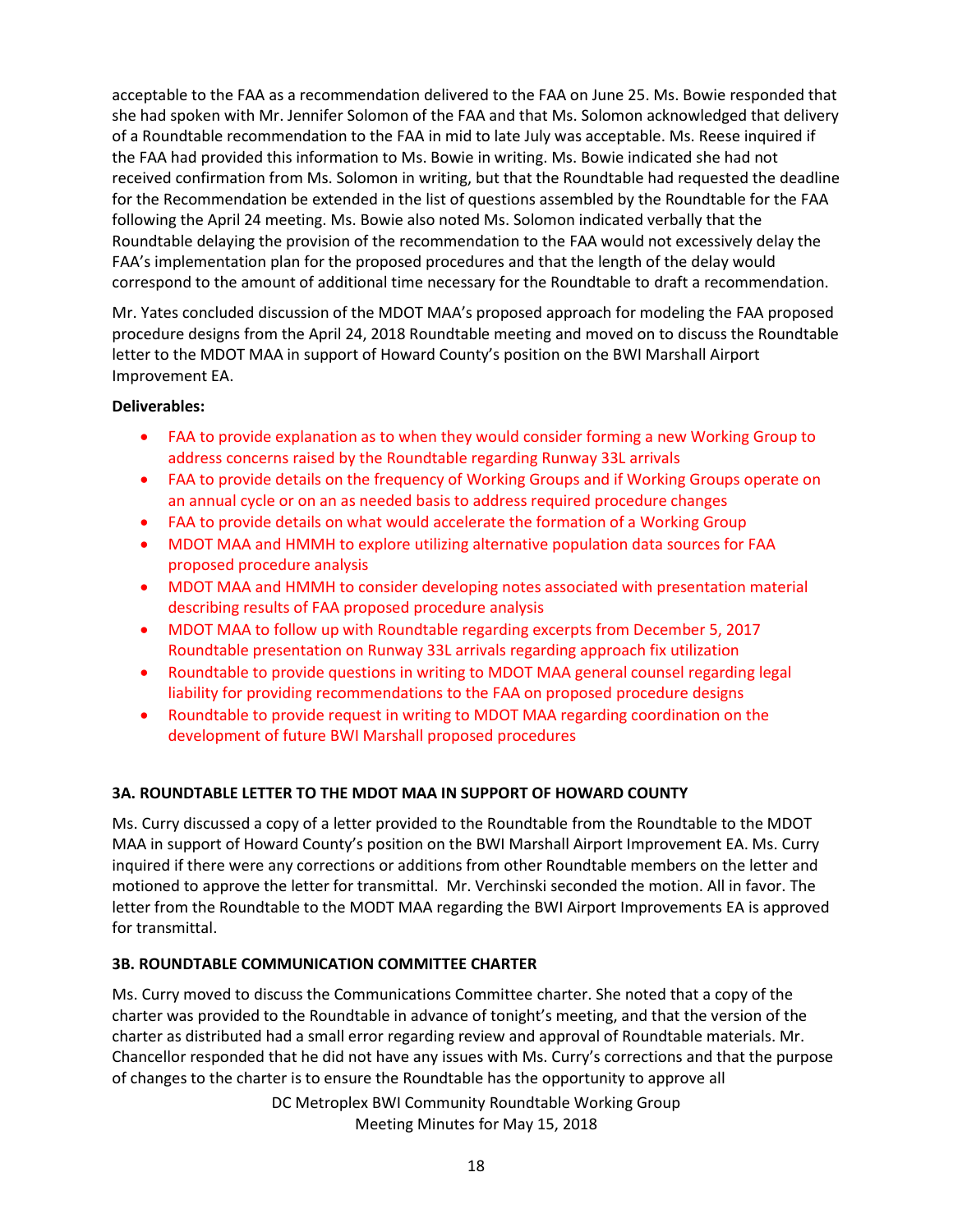acceptable to the FAA as a recommendation delivered to the FAA on June 25. Ms. Bowie responded that she had spoken with Mr. Jennifer Solomon of the FAA and that Ms. Solomon acknowledged that delivery of a Roundtable recommendation to the FAA in mid to late July was acceptable. Ms. Reese inquired if the FAA had provided this information to Ms. Bowie in writing. Ms. Bowie indicated she had not received confirmation from Ms. Solomon in writing, but that the Roundtable had requested the deadline for the Recommendation be extended in the list of questions assembled by the Roundtable for the FAA following the April 24 meeting. Ms. Bowie also noted Ms. Solomon indicated verbally that the Roundtable delaying the provision of the recommendation to the FAA would not excessively delay the FAA's implementation plan for the proposed procedures and that the length of the delay would correspond to the amount of additional time necessary for the Roundtable to draft a recommendation.

Mr. Yates concluded discussion of the MDOT MAA's proposed approach for modeling the FAA proposed procedure designs from the April 24, 2018 Roundtable meeting and moved on to discuss the Roundtable letter to the MDOT MAA in support of Howard County's position on the BWI Marshall Airport Improvement EA.

**Deliverables:**

- FAA to provide explanation as to when they would consider forming a new Working Group to address concerns raised by the Roundtable regarding Runway 33L arrivals
- FAA to provide details on the frequency of Working Groups and if Working Groups operate on an annual cycle or on an as needed basis to address required procedure changes
- FAA to provide details on what would accelerate the formation of a Working Group
- MDOT MAA and HMMH to explore utilizing alternative population data sources for FAA proposed procedure analysis
- MDOT MAA and HMMH to consider developing notes associated with presentation material describing results of FAA proposed procedure analysis
- MDOT MAA to follow up with Roundtable regarding excerpts from December 5, 2017 Roundtable presentation on Runway 33L arrivals regarding approach fix utilization
- Roundtable to provide questions in writing to MDOT MAA general counsel regarding legal liability for providing recommendations to the FAA on proposed procedure designs
- Roundtable to provide request in writing to MDOT MAA regarding coordination on the development of future BWI Marshall proposed procedures

### 3A. ROUNDTABLE LETTER TO THE MDOT MAA IN SUPPORT OF HOWARD COUNTY

Ms. Curry discussed a copy of a letter provided to the Roundtable from the Roundtable to the MDOT MAA in support of Howard County's position on the BWI Marshall Airport Improvement EA. Ms. Curry inquired if there were any corrections or additions from other Roundtable members on the letter and motioned to approve the letter for transmittal. Mr. Verchinski seconded the motion. All in favor. The letter from the Roundtable to the MODT MAA regarding the BWI Airport Improvements EA is approved for transmittal.

### 3B. ROUNDTABLE COMMUNICATION COMMITTEE CHARTER

Ms. Curry moved to discuss the Communications Committee charter. She noted that a copy of the charter was provided to the Roundtable in advance of tonight's meeting, and that the version of the charter as distributed had a small error regarding review and approval of Roundtable materials. Mr. Chancellor responded that he did not have any issues with Ms. Curry's corrections and that the purpose of changes to the charter is to ensure the Roundtable has the opportunity to approve all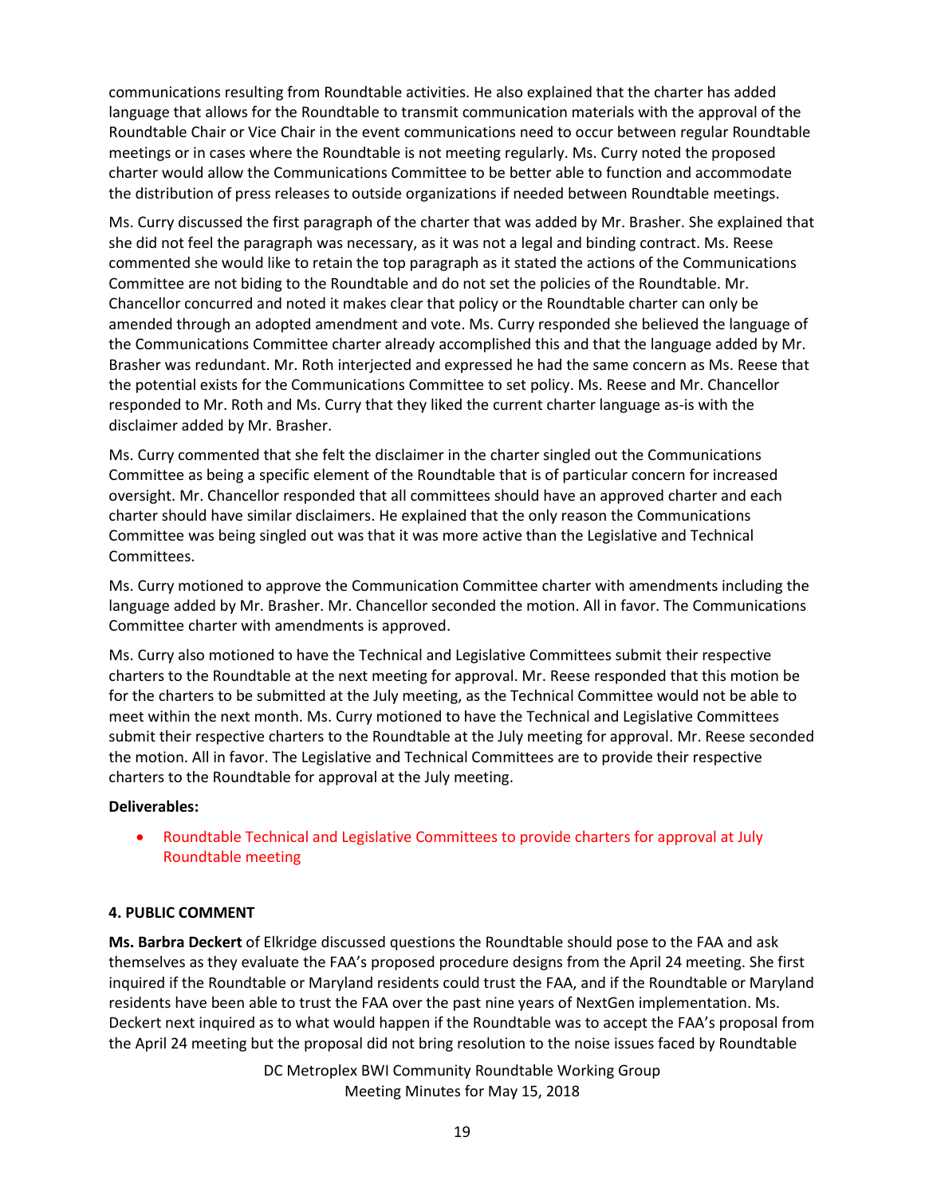communications resulting from Roundtable activities. He also explained that the charter has added language that allows for the Roundtable to transmit communication materials with the approval of the Roundtable Chair or Vice Chair in the event communications need to occur between regular Roundtable meetings or in cases where the Roundtable is not meeting regularly. Ms. Curry noted the proposed charter would allow the Communications Committee to be better able to function and accommodate the distribution of press releases to outside organizations if needed between Roundtable meetings.

Ms. Curry discussed the first paragraph of the charter that was added by Mr. Brasher. She explained that she did not feel the paragraph was necessary, as it was not a legal and binding contract. Ms. Reese commented she would like to retain the top paragraph as it stated the actions of the Communications Committee are not biding to the Roundtable and do not set the policies of the Roundtable. Mr. Chancellor concurred and noted it makes clear that policy or the Roundtable charter can only be amended through an adopted amendment and vote. Ms. Curry responded she believed the language of the Communications Committee charter already accomplished this and that the language added by Mr. Brasher was redundant. Mr. Roth interjected and expressed he had the same concern as Ms. Reese that the potential exists for the Communications Committee to set policy. Ms. Reese and Mr. Chancellor responded to Mr. Roth and Ms. Curry that they liked the current charter language as-is with the disclaimer added by Mr. Brasher.

Ms. Curry commented that she felt the disclaimer in the charter singled out the Communications Committee as being a specific element of the Roundtable that is of particular concern for increased oversight. Mr. Chancellor responded that all committees should have an approved charter and each charter should have similar disclaimers. He explained that the only reason the Communications Committee was being singled out was that it was more active than the Legislative and Technical Committees.

Ms. Curry motioned to approve the Communication Committee charter with amendments including the language added by Mr. Brasher. Mr. Chancellor seconded the motion. All in favor. The Communications Committee charter with amendments is approved.

Ms. Curry also motioned to have the Technical and Legislative Committees submit their respective charters to the Roundtable at the next meeting for approval. Mr. Reese responded that this motion be for the charters to be submitted at the July meeting, as the Technical Committee would not be able to meet within the next month. Ms. Curry motioned to have the Technical and Legislative Committees submit their respective charters to the Roundtable at the July meeting for approval. Mr. Reese seconded the motion. All in favor. The Legislative and Technical Committees are to provide their respective charters to the Roundtable for approval at the July meeting.

**Deliverables:**

- Roundtable Technical and Legislative Committees to provide charters for approval at July Roundtable meeting

#### 4. PUBLIC COMMENT

**Ms. Barbra Deckert** of Elkridge discussed questions the Roundtable should pose to the FAA and ask themselves as they evaluate the FAA's proposed procedure designs from the April 24 meeting. She first inquired if the Roundtable or Maryland residents could trust the FAA, and if the Roundtable or Maryland residents have been able to trust the FAA over the past nine years of NextGen implementation. Ms. Deckert next inquired as to what would happen if the Roundtable was to accept the FAA's proposal from the April 24 meeting but the proposal did not bring resolution to the noise issues faced by Roundtable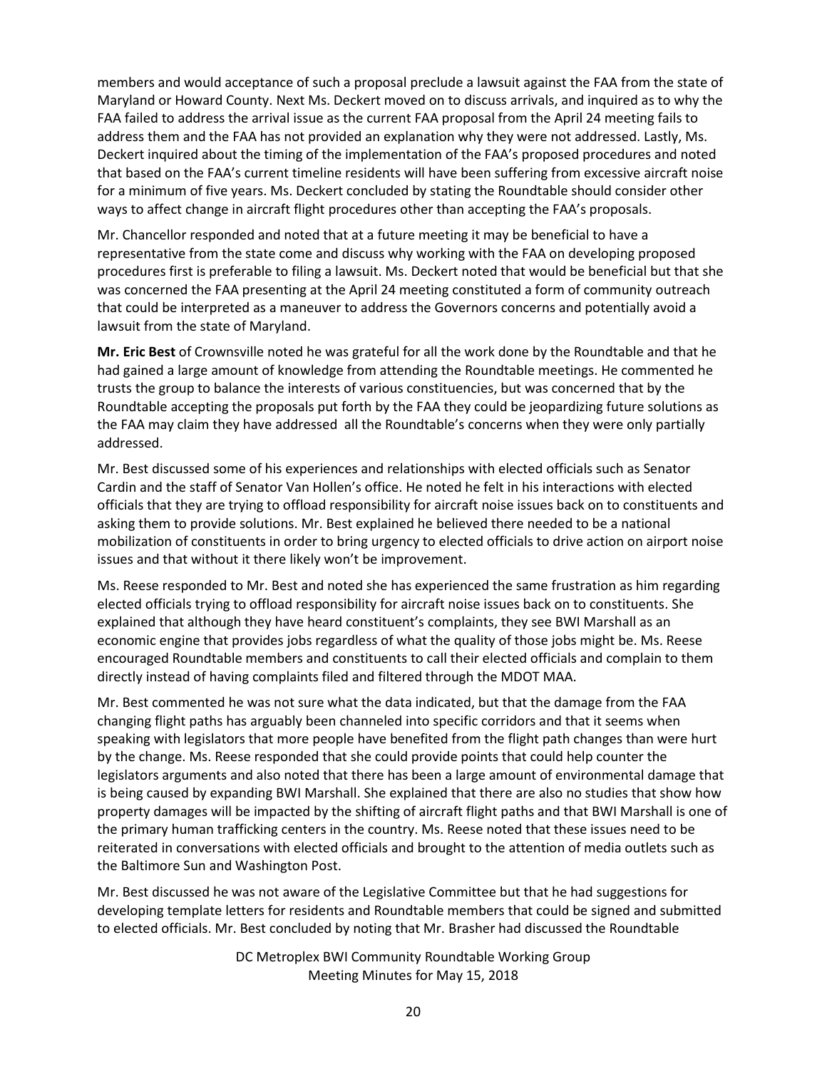members and would acceptance of such a proposal preclude a lawsuit against the FAA from the state of Maryland or Howard County. Next Ms. Deckert moved on to discuss arrivals, and inquired as to why the FAA failed to address the arrival issue as the current FAA proposal from the April 24 meeting fails to address them and the FAA has not provided an explanation why they were not addressed. Lastly, Ms. Deckert inquired about the timing of the implementation of the FAA's proposed procedures and noted that based on the FAA's current timeline residents will have been suffering from excessive aircraft noise for a minimum of five years. Ms. Deckert concluded by stating the Roundtable should consider other ways to affect change in aircraft flight procedures other than accepting the FAA's proposals.

Mr. Chancellor responded and noted that at a future meeting it may be beneficial to have a representative from the state come and discuss why working with the FAA on developing proposed procedures first is preferable to filing a lawsuit. Ms. Deckert noted that would be beneficial but that she was concerned the FAA presenting at the April 24 meeting constituted a form of community outreach that could be interpreted as a maneuver to address the Governors concerns and potentially avoid a lawsuit from the state of Maryland.

**Mr. Eric Best** of Crownsville noted he was grateful for all the work done by the Roundtable and that he had gained a large amount of knowledge from attending the Roundtable meetings. He commented he trusts the group to balance the interests of various constituencies, but was concerned that by the Roundtable accepting the proposals put forth by the FAA they could be jeopardizing future solutions as the FAA may claim they have addressed all the Roundtable's concerns when they were only partially addressed.

Mr. Best discussed some of his experiences and relationships with elected officials such as Senator Cardin and the staff of Senator Van Hollen's office. He noted he felt in his interactions with elected officials that they are trying to offload responsibility for aircraft noise issues back on to constituents and asking them to provide solutions. Mr. Best explained he believed there needed to be a national mobilization of constituents in order to bring urgency to elected officials to drive action on airport noise issues and that without it there likely won't be improvement.

Ms. Reese responded to Mr. Best and noted she has experienced the same frustration as him regarding elected officials trying to offload responsibility for aircraft noise issues back on to constituents. She explained that although they have heard constituent's complaints, they see BWI Marshall as an economic engine that provides jobs regardless of what the quality of those jobs might be. Ms. Reese encouraged Roundtable members and constituents to call their elected officials and complain to them directly instead of having complaints filed and filtered through the MDOT MAA.

Mr. Best commented he was not sure what the data indicated, but that the damage from the FAA changing flight paths has arguably been channeled into specific corridors and that it seems when speaking with legislators that more people have benefited from the flight path changes than were hurt by the change. Ms. Reese responded that she could provide points that could help counter the legislators arguments and also noted that there has been a large amount of environmental damage that is being caused by expanding BWI Marshall. She explained that there are also no studies that show how property damages will be impacted by the shifting of aircraft flight paths and that BWI Marshall is one of the primary human trafficking centers in the country. Ms. Reese noted that these issues need to be reiterated in conversations with elected officials and brought to the attention of media outlets such as the Baltimore Sun and Washington Post.

Mr. Best discussed he was not aware of the Legislative Committee but that he had suggestions for developing template letters for residents and Roundtable members that could be signed and submitted to elected officials. Mr. Best concluded by noting that Mr. Brasher had discussed the Roundtable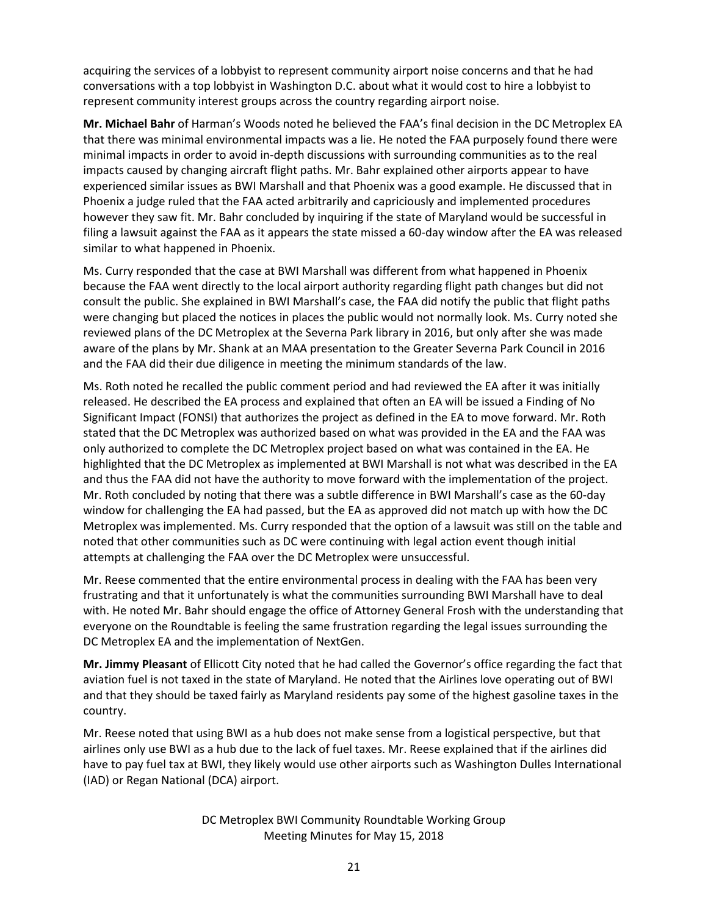acquiring the services of a lobbyist to represent community airport noise concerns and that he had conversations with a top lobbyist in Washington D.C. about what it would cost to hire a lobbyist to represent community interest groups across the country regarding airport noise.

**Mr. Michael Bahr** of Harman's Woods noted he believed the FAA's final decision in the DC Metroplex EA that there was minimal environmental impacts was a lie. He noted the FAA purposely found there were minimal impacts in order to avoid in-depth discussions with surrounding communities as to the real impacts caused by changing aircraft flight paths. Mr. Bahr explained other airports appear to have experienced similar issues as BWI Marshall and that Phoenix was a good example. He discussed that in Phoenix a judge ruled that the FAA acted arbitrarily and capriciously and implemented procedures however they saw fit. Mr. Bahr concluded by inquiring if the state of Maryland would be successful in filing a lawsuit against the FAA as it appears the state missed a 60-day window after the EA was released similar to what happened in Phoenix.

Ms. Curry responded that the case at BWI Marshall was different from what happened in Phoenix because the FAA went directly to the local airport authority regarding flight path changes but did not consult the public. She explained in BWI Marshall's case, the FAA did notify the public that flight paths were changing but placed the notices in places the public would not normally look. Ms. Curry noted she reviewed plans of the DC Metroplex at the Severna Park library in 2016, but only after she was made aware of the plans by Mr. Shank at an MAA presentation to the Greater Severna Park Council in 2016 and the FAA did their due diligence in meeting the minimum standards of the law.

Ms. Roth noted he recalled the public comment period and had reviewed the EA after it was initially released. He described the EA process and explained that often an EA will be issued a Finding of No Significant Impact (FONSI) that authorizes the project as defined in the EA to move forward. Mr. Roth stated that the DC Metroplex was authorized based on what was provided in the EA and the FAA was only authorized to complete the DC Metroplex project based on what was contained in the EA. He highlighted that the DC Metroplex as implemented at BWI Marshall is not what was described in the EA and thus the FAA did not have the authority to move forward with the implementation of the project. Mr. Roth concluded by noting that there was a subtle difference in BWI Marshall's case as the 60-day window for challenging the EA had passed, but the EA as approved did not match up with how the DC Metroplex was implemented. Ms. Curry responded that the option of a lawsuit was still on the table and noted that other communities such as DC were continuing with legal action event though initial attempts at challenging the FAA over the DC Metroplex were unsuccessful.

Mr. Reese commented that the entire environmental process in dealing with the FAA has been very frustrating and that it unfortunately is what the communities surrounding BWI Marshall have to deal with. He noted Mr. Bahr should engage the office of Attorney General Frosh with the understanding that everyone on the Roundtable is feeling the same frustration regarding the legal issues surrounding the DC Metroplex EA and the implementation of NextGen.

**Mr. Jimmy Pleasant** of Ellicott City noted that he had called the Governor's office regarding the fact that aviation fuel is not taxed in the state of Maryland. He noted that the Airlines love operating out of BWI and that they should be taxed fairly as Maryland residents pay some of the highest gasoline taxes in the country.

Mr. Reese noted that using BWI as a hub does not make sense from a logistical perspective, but that airlines only use BWI as a hub due to the lack of fuel taxes. Mr. Reese explained that if the airlines did have to pay fuel tax at BWI, they likely would use other airports such as Washington Dulles International (IAD) or Regan National (DCA) airport.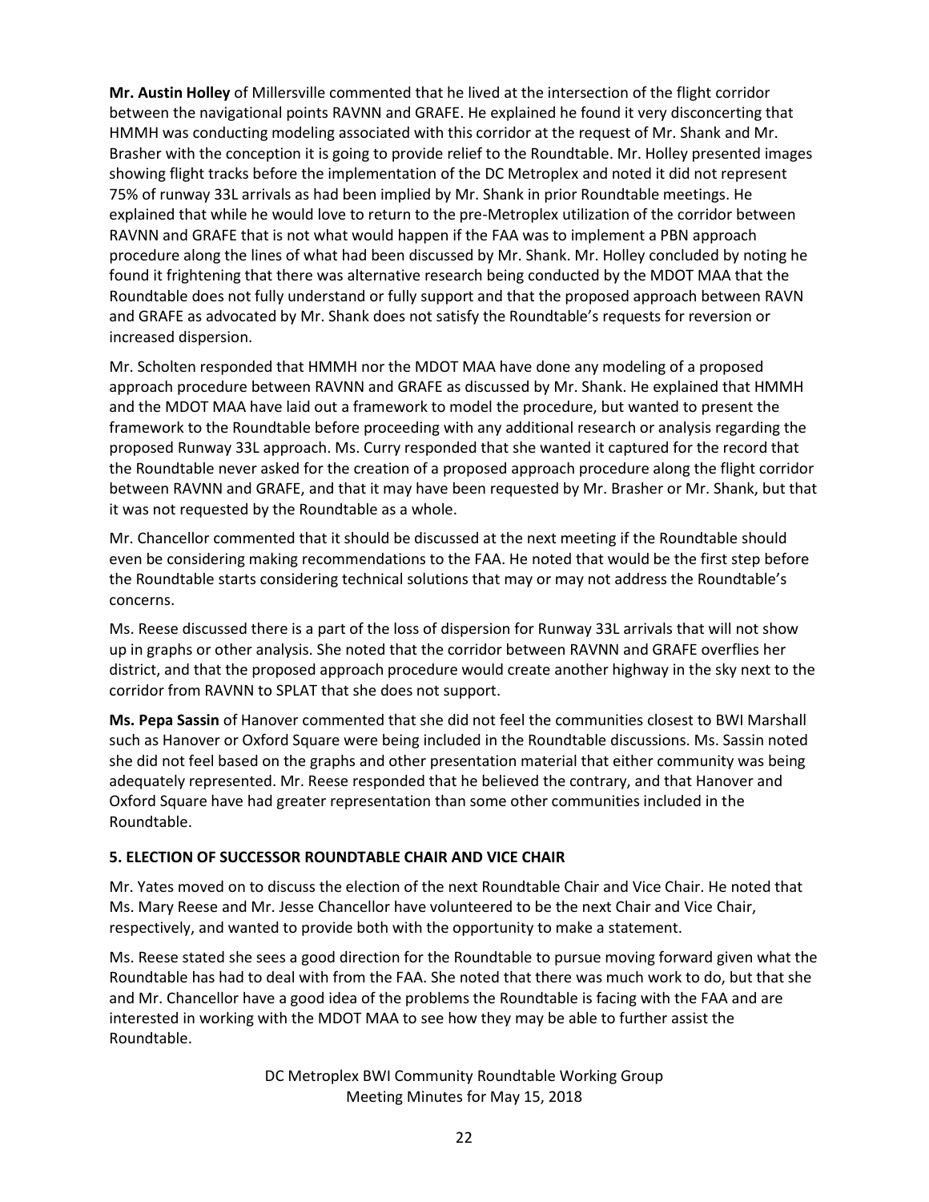**Mr. Austin Holley** of Millersville commented that he lived at the intersection of the flight corridor between the navigational points RAVNN and GRAFE. He explained he found it very disconcerting that HMMH was conducting modeling associated with this corridor at the request of Mr. Shank and Mr. Brasher with the conception it is going to provide relief to the Roundtable. Mr. Holley presented images showing flight tracks before the implementation of the DC Metroplex and noted it did not represent 75% of runway 33L arrivals as had been implied by Mr. Shank in prior Roundtable meetings. He explained that while he would love to return to the pre-Metroplex utilization of the corridor between RAVNN and GRAFE that is not what would happen if the FAA was to implement a PBN approach procedure along the lines of what had been discussed by Mr. Shank. Mr. Holley concluded by noting he found it frightening that there was alternative research being conducted by the MDOT MAA that the Roundtable does not fully understand or fully support and that the proposed approach between RAVN and GRAFE as advocated by Mr. Shank does not satisfy the Roundtable's requests for reversion or increased dispersion.

Mr. Scholten responded that HMMH nor the MDOT MAA have done any modeling of a proposed approach procedure between RAVNN and GRAFE as discussed by Mr. Shank. He explained that HMMH and the MDOT MAA have laid out a framework to model the procedure, but wanted to present the framework to the Roundtable before proceeding with any additional research or analysis regarding the proposed Runway 33L approach. Ms. Curry responded that she wanted it captured for the record that the Roundtable never asked for the creation of a proposed approach procedure along the flight corridor between RAVNN and GRAFE, and that it may have been requested by Mr. Brasher or Mr. Shank, but that it was not requested by the Roundtable as a whole.

Mr. Chancellor commented that it should be discussed at the next meeting if the Roundtable should even be considering making recommendations to the FAA. He noted that would be the first step before the Roundtable starts considering technical solutions that may or may not address the Roundtable's concerns.

Ms. Reese discussed there is a part of the loss of dispersion for Runway 33L arrivals that will not show up in graphs or other analysis. She noted that the corridor between RAVNN and GRAFE overflies her district, and that the proposed approach procedure would create another highway in the sky next to the corridor from RAVNN to SPLAT that she does not support.

**Ms. Pepa Sassin** of Hanover commented that she did not feel the communities closest to BWI Marshall such as Hanover or Oxford Square were being included in the Roundtable discussions. Ms. Sassin noted she did not feel based on the graphs and other presentation material that either community was being adequately represented. Mr. Reese responded that he believed the contrary, and that Hanover and Oxford Square have had greater representation than some other communities included in the Roundtable.

### 5. ELECTION OF SUCCESSOR ROUNDTABLE CHAIR AND VICE CHAIR

Mr. Yates moved on to discuss the election of the next Roundtable Chair and Vice Chair. He noted that Ms. Mary Reese and Mr. Jesse Chancellor have volunteered to be the next Chair and Vice Chair, respectively, and wanted to provide both with the opportunity to make a statement.

Ms. Reese stated she sees a good direction for the Roundtable to pursue moving forward given what the Roundtable has had to deal with from the FAA. She noted that there was much work to do, but that she and Mr. Chancellor have a good idea of the problems the Roundtable is facing with the FAA and are interested in working with the MDOT MAA to see how they may be able to further assist the Roundtable.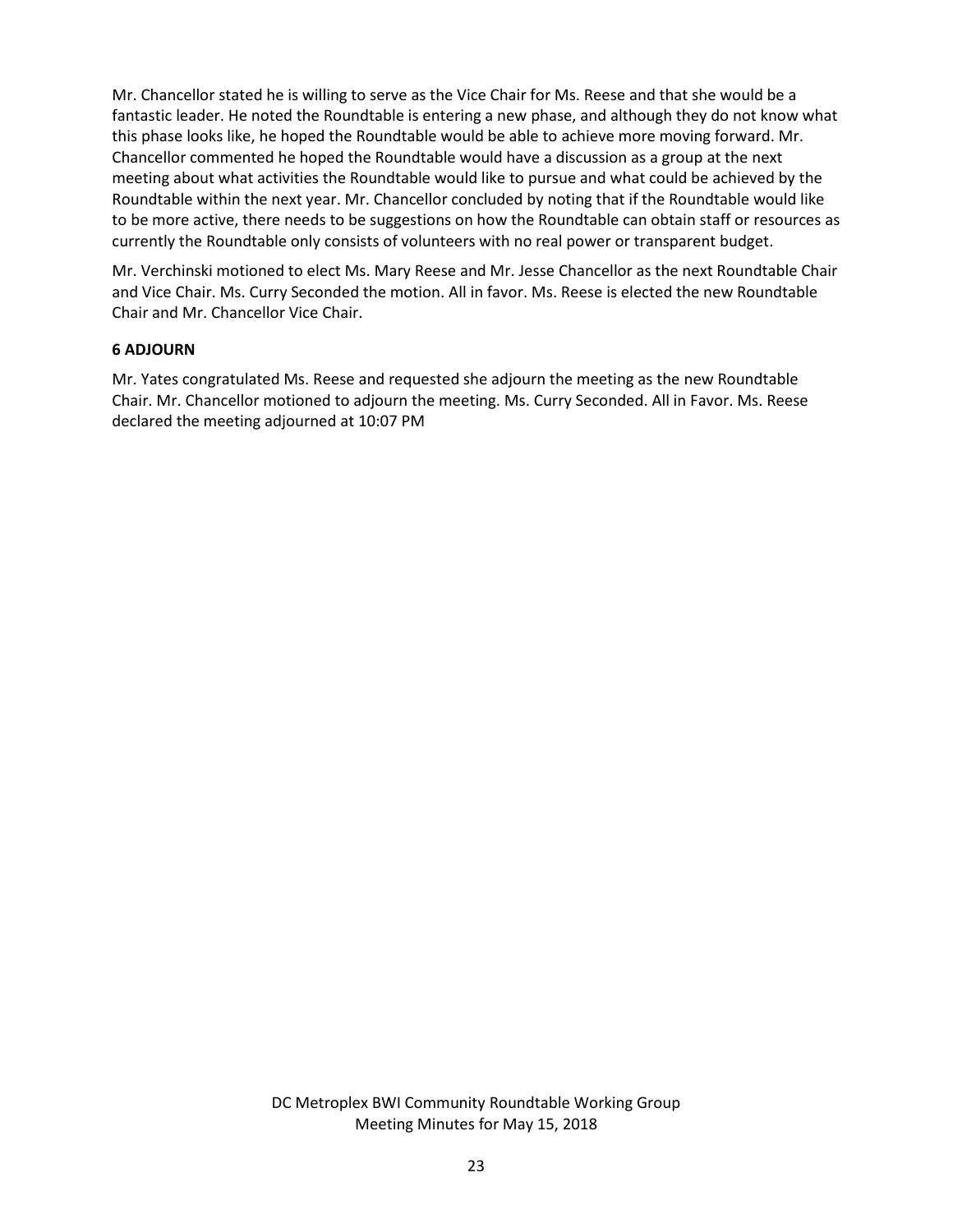Mr. Chancellor stated he is willing to serve as the Vice Chair for Ms. Reese and that she would be a fantastic leader. He noted the Roundtable is entering a new phase, and although they do not know what this phase looks like, he hoped the Roundtable would be able to achieve more moving forward. Mr. Chancellor commented he hoped the Roundtable would have a discussion as a group at the next meeting about what activities the Roundtable would like to pursue and what could be achieved by the Roundtable within the next year. Mr. Chancellor concluded by noting that if the Roundtable would like to be more active, there needs to be suggestions on how the Roundtable can obtain staff or resources as currently the Roundtable only consists of volunteers with no real power or transparent budget.

Mr. Verchinski motioned to elect Ms. Mary Reese and Mr. Jesse Chancellor as the next Roundtable Chair and Vice Chair. Ms. Curry Seconded the motion. All in favor. Ms. Reese is elected the new Roundtable Chair and Mr. Chancellor Vice Chair.

**6 ADJOURN**

Mr. Yates congratulated Ms. Reese and requested she adjourn the meeting as the new Roundtable Chair. Mr. Chancellor motioned to adjourn the meeting. Ms. Curry Seconded. All in Favor. Ms. Reese declared the meeting adjourned at 10:07 PM